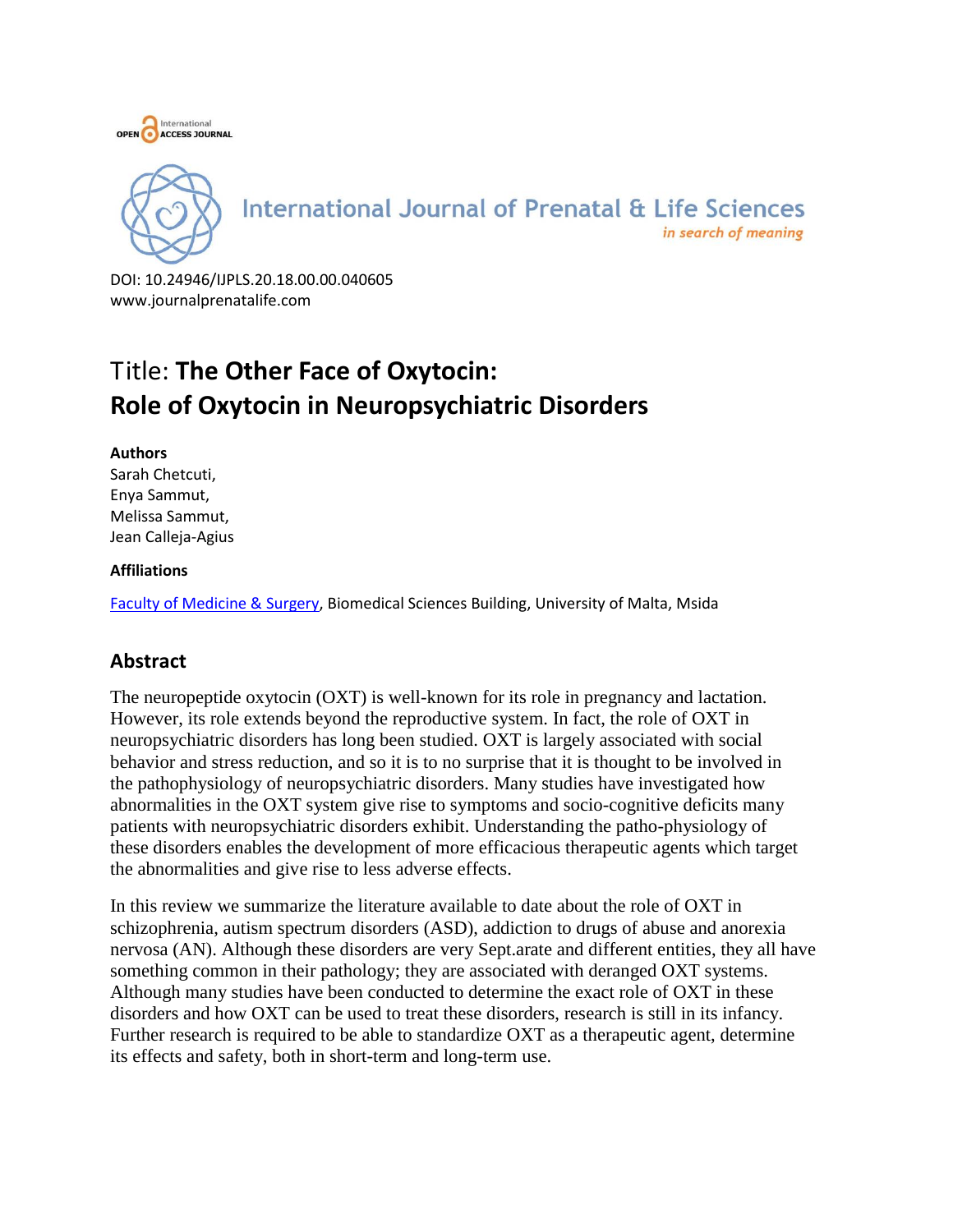International Journal of Prenatal & Life Sciences

*in search of meaning*

DOI: 10.24946/IJPLS.20.18.00.00.040605
www.journalprenatalife.com

# Title: **The Other Face of Oxytocin: Role of Oxytocin in Neuropsychiatric Disorders**

**Authors**

Sarah Chetcuti,
Enya Sammut,
Melissa Sammut,
Jean Calleja-Agius

**Affiliations**

Faculty of Medicine & Surgery, Biomedical Sciences Building, University of Malta, Msida

## Abstract

The neuropeptide oxytocin (OXT) is well-known for its role in pregnancy and lactation. However, its role extends beyond the reproductive system. In fact, the role of OXT in neuropsychiatric disorders has long been studied. OXT is largely associated with social behavior and stress reduction, and so it is to no surprise that it is thought to be involved in the pathophysiology of neuropsychiatric disorders. Many studies have investigated how abnormalities in the OXT system give rise to symptoms and socio-cognitive deficits many patients with neuropsychiatric disorders exhibit. Understanding the patho-physiology of these disorders enables the development of more efficacious therapeutic agents which target the abnormalities and give rise to less adverse effects.

In this review we summarize the literature available to date about the role of OXT in schizophrenia, autism spectrum disorders (ASD), addiction to drugs of abuse and anorexia nervosa (AN). Although these disorders are very Sept.arate and different entities, they all have something common in their pathology; they are associated with deranged OXT systems. Although many studies have been conducted to determine the exact role of OXT in these disorders and how OXT can be used to treat these disorders, research is still in its infancy. Further research is required to be able to standardize OXT as a therapeutic agent, determine its effects and safety, both in short-term and long-term use.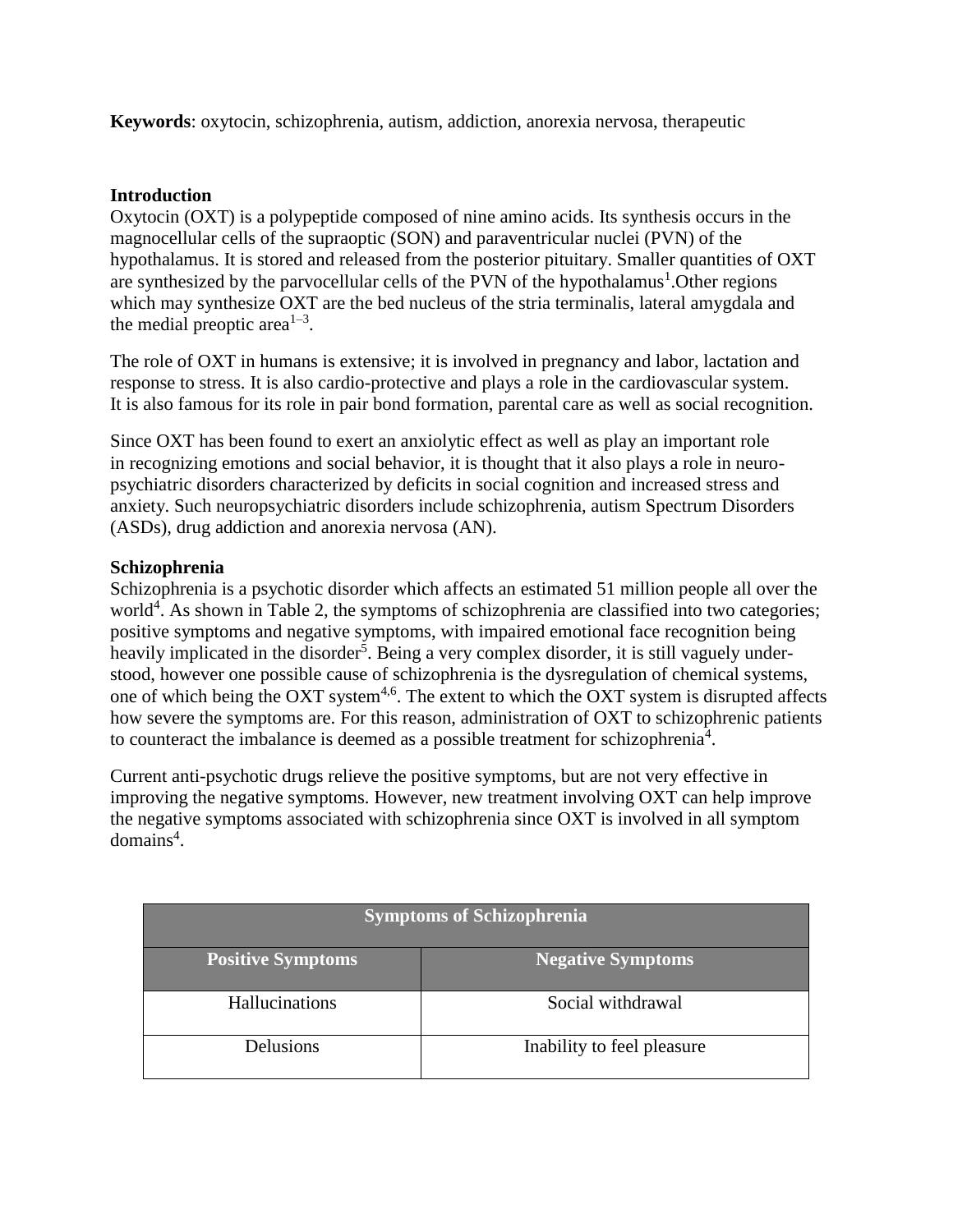**Keywords**: oxytocin, schizophrenia, autism, addiction, anorexia nervosa, therapeutic

## Introduction

Oxytocin (OXT) is a polypeptide composed of nine amino acids. Its synthesis occurs in the magnocellular cells of the supraoptic (SON) and paraventricular nuclei (PVN) of the hypothalamus. It is stored and released from the posterior pituitary. Smaller quantities of OXT are synthesized by the parvocellular cells of the PVN of the hypothalamus[1].Other regions which may synthesize OXT are the bed nucleus of the stria terminalis, lateral amygdala and the medial preoptic area[1–3].

The role of OXT in humans is extensive; it is involved in pregnancy and labor, lactation and response to stress. It is also cardio-protective and plays a role in the cardiovascular system. It is also famous for its role in pair bond formation, parental care as well as social recognition.

Since OXT has been found to exert an anxiolytic effect as well as play an important role in recognizing emotions and social behavior, it is thought that it also plays a role in neuro-psychiatric disorders characterized by deficits in social cognition and increased stress and anxiety. Such neuropsychiatric disorders include schizophrenia, autism Spectrum Disorders (ASDs), drug addiction and anorexia nervosa (AN).

## Schizophrenia

Schizophrenia is a psychotic disorder which affects an estimated 51 million people all over the world[4]. As shown in Table 2, the symptoms of schizophrenia are classified into two categories; positive symptoms and negative symptoms, with impaired emotional face recognition being heavily implicated in the disorder[5]. Being a very complex disorder, it is still vaguely under-stood, however one possible cause of schizophrenia is the dysregulation of chemical systems, one of which being the OXT system[4,6]. The extent to which the OXT system is disrupted affects how severe the symptoms are. For this reason, administration of OXT to schizophrenic patients to counteract the imbalance is deemed as a possible treatment for schizophrenia[4].

Current anti-psychotic drugs relieve the positive symptoms, but are not very effective in improving the negative symptoms. However, new treatment involving OXT can help improve the negative symptoms associated with schizophrenia since OXT is involved in all symptom domains[4].

| Symptoms of Schizophrenia | |
|---|---|
| **Positive Symptoms** | **Negative Symptoms** |
| Hallucinations | Social withdrawal |
| Delusions | Inability to feel pleasure |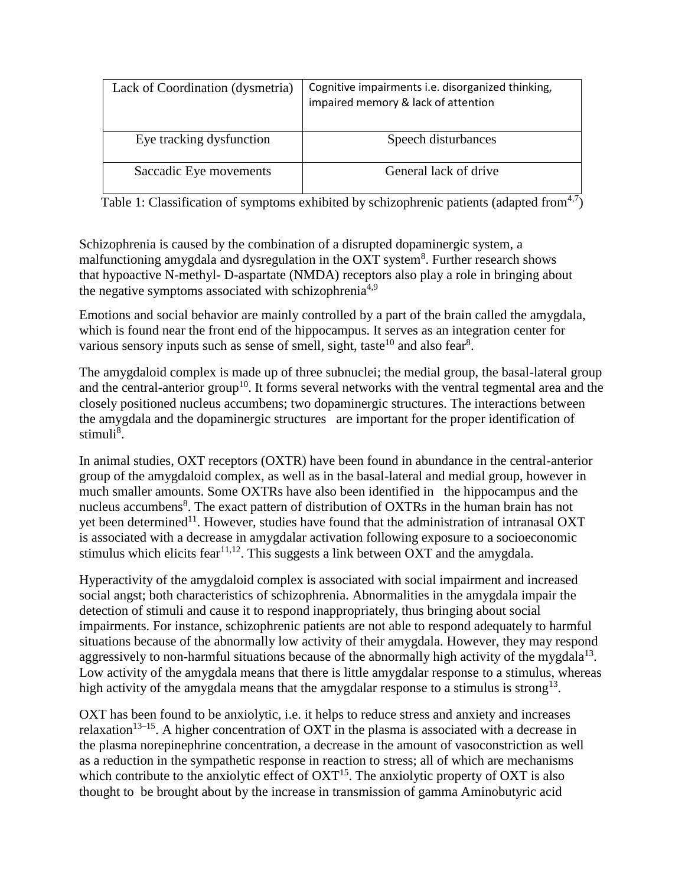| | |
|---|---|
| Lack of Coordination (dysmetria) | Cognitive impairments i.e. disorganized thinking, impaired memory & lack of attention |
| Eye tracking dysfunction | Speech disturbances |
| Saccadic Eye movements | General lack of drive |

Table 1: Classification of symptoms exhibited by schizophrenic patients (adapted from[4,7])

Schizophrenia is caused by the combination of a disrupted dopaminergic system, a malfunctioning amygdala and dysregulation in the OXT system[8]. Further research shows that hypoactive N-methyl- D-aspartate (NMDA) receptors also play a role in bringing about the negative symptoms associated with schizophrenia[4,9]

Emotions and social behavior are mainly controlled by a part of the brain called the amygdala, which is found near the front end of the hippocampus. It serves as an integration center for various sensory inputs such as sense of smell, sight, taste[10] and also fear[8].

The amygdaloid complex is made up of three subnuclei; the medial group, the basal-lateral group and the central-anterior group[10]. It forms several networks with the ventral tegmental area and the closely positioned nucleus accumbens; two dopaminergic structures. The interactions between the amygdala and the dopaminergic structures are important for the proper identification of stimuli[8].

In animal studies, OXT receptors (OXTR) have been found in abundance in the central-anterior group of the amygdaloid complex, as well as in the basal-lateral and medial group, however in much smaller amounts. Some OXTRs have also been identified in the hippocampus and the nucleus accumbens[8]. The exact pattern of distribution of OXTRs in the human brain has not yet been determined[11]. However, studies have found that the administration of intranasal OXT is associated with a decrease in amygdalar activation following exposure to a socioeconomic stimulus which elicits fear[11,12]. This suggests a link between OXT and the amygdala.

Hyperactivity of the amygdaloid complex is associated with social impairment and increased social angst; both characteristics of schizophrenia. Abnormalities in the amygdala impair the detection of stimuli and cause it to respond inappropriately, thus bringing about social impairments. For instance, schizophrenic patients are not able to respond adequately to harmful situations because of the abnormally low activity of their amygdala. However, they may respond aggressively to non-harmful situations because of the abnormally high activity of the mygdala[13]. Low activity of the amygdala means that there is little amygdalar response to a stimulus, whereas high activity of the amygdala means that the amygdalar response to a stimulus is strong[13].

OXT has been found to be anxiolytic, i.e. it helps to reduce stress and anxiety and increases relaxation[13–15]. A higher concentration of OXT in the plasma is associated with a decrease in the plasma norepinephrine concentration, a decrease in the amount of vasoconstriction as well as a reduction in the sympathetic response in reaction to stress; all of which are mechanisms which contribute to the anxiolytic effect of OXT[15]. The anxiolytic property of OXT is also thought to be brought about by the increase in transmission of gamma Aminobutyric acid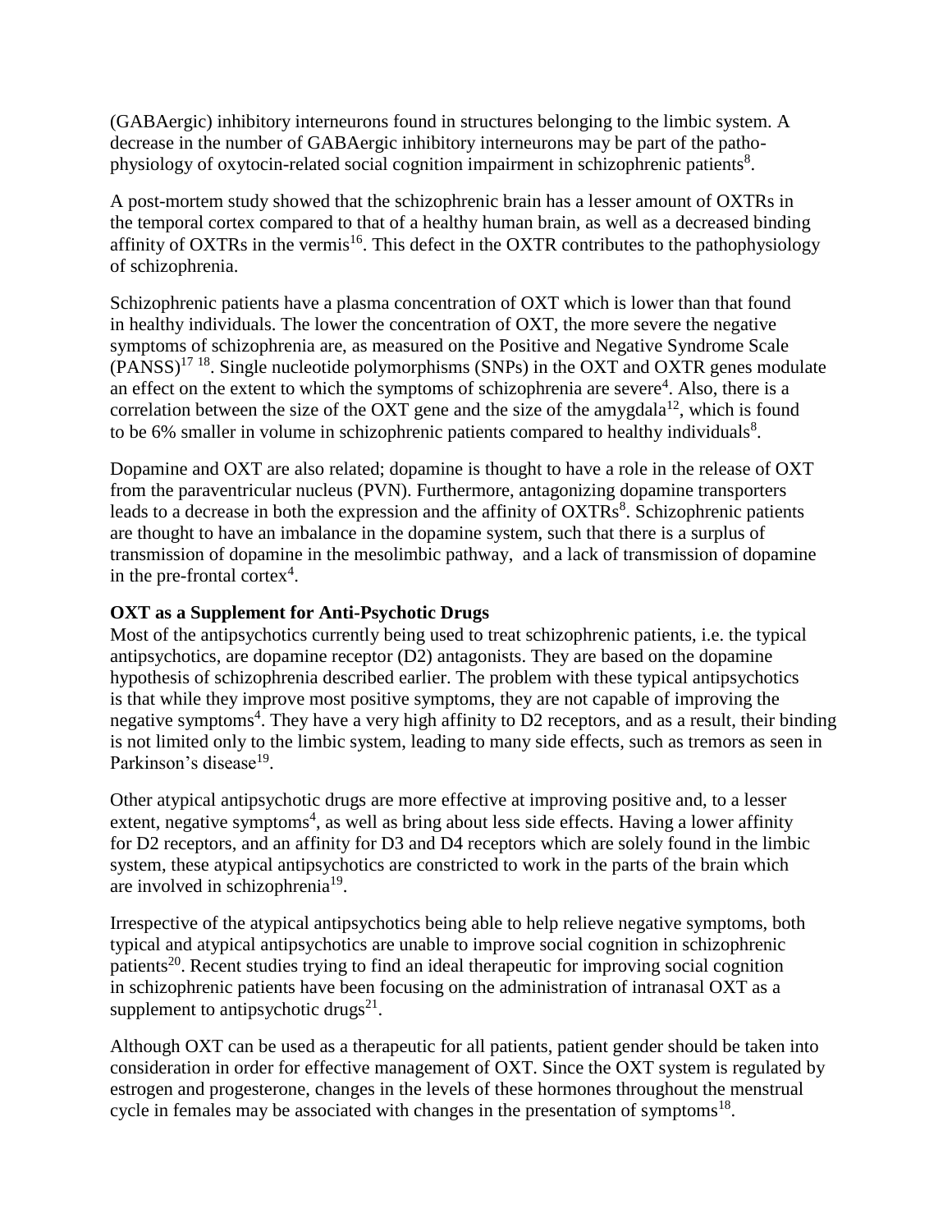(GABAergic) inhibitory interneurons found in structures belonging to the limbic system. A decrease in the number of GABAergic inhibitory interneurons may be part of the patho-physiology of oxytocin-related social cognition impairment in schizophrenic patients[8].

A post-mortem study showed that the schizophrenic brain has a lesser amount of OXTRs in the temporal cortex compared to that of a healthy human brain, as well as a decreased binding affinity of OXTRs in the vermis[16]. This defect in the OXTR contributes to the pathophysiology of schizophrenia.

Schizophrenic patients have a plasma concentration of OXT which is lower than that found in healthy individuals. The lower the concentration of OXT, the more severe the negative symptoms of schizophrenia are, as measured on the Positive and Negative Syndrome Scale (PANSS)[17 18]. Single nucleotide polymorphisms (SNPs) in the OXT and OXTR genes modulate an effect on the extent to which the symptoms of schizophrenia are severe[4]. Also, there is a correlation between the size of the OXT gene and the size of the amygdala[12], which is found to be 6% smaller in volume in schizophrenic patients compared to healthy individuals[8].

Dopamine and OXT are also related; dopamine is thought to have a role in the release of OXT from the paraventricular nucleus (PVN). Furthermore, antagonizing dopamine transporters leads to a decrease in both the expression and the affinity of OXTRs[8]. Schizophrenic patients are thought to have an imbalance in the dopamine system, such that there is a surplus of transmission of dopamine in the mesolimbic pathway, and a lack of transmission of dopamine in the pre-frontal cortex[4].

**OXT as a Supplement for Anti-Psychotic Drugs**

Most of the antipsychotics currently being used to treat schizophrenic patients, i.e. the typical antipsychotics, are dopamine receptor (D2) antagonists. They are based on the dopamine hypothesis of schizophrenia described earlier. The problem with these typical antipsychotics is that while they improve most positive symptoms, they are not capable of improving the negative symptoms[4]. They have a very high affinity to D2 receptors, and as a result, their binding is not limited only to the limbic system, leading to many side effects, such as tremors as seen in Parkinson's disease[19].

Other atypical antipsychotic drugs are more effective at improving positive and, to a lesser extent, negative symptoms[4], as well as bring about less side effects. Having a lower affinity for D2 receptors, and an affinity for D3 and D4 receptors which are solely found in the limbic system, these atypical antipsychotics are constricted to work in the parts of the brain which are involved in schizophrenia[19].

Irrespective of the atypical antipsychotics being able to help relieve negative symptoms, both typical and atypical antipsychotics are unable to improve social cognition in schizophrenic patients[20]. Recent studies trying to find an ideal therapeutic for improving social cognition in schizophrenic patients have been focusing on the administration of intranasal OXT as a supplement to antipsychotic drugs[21].

Although OXT can be used as a therapeutic for all patients, patient gender should be taken into consideration in order for effective management of OXT. Since the OXT system is regulated by estrogen and progesterone, changes in the levels of these hormones throughout the menstrual cycle in females may be associated with changes in the presentation of symptoms[18].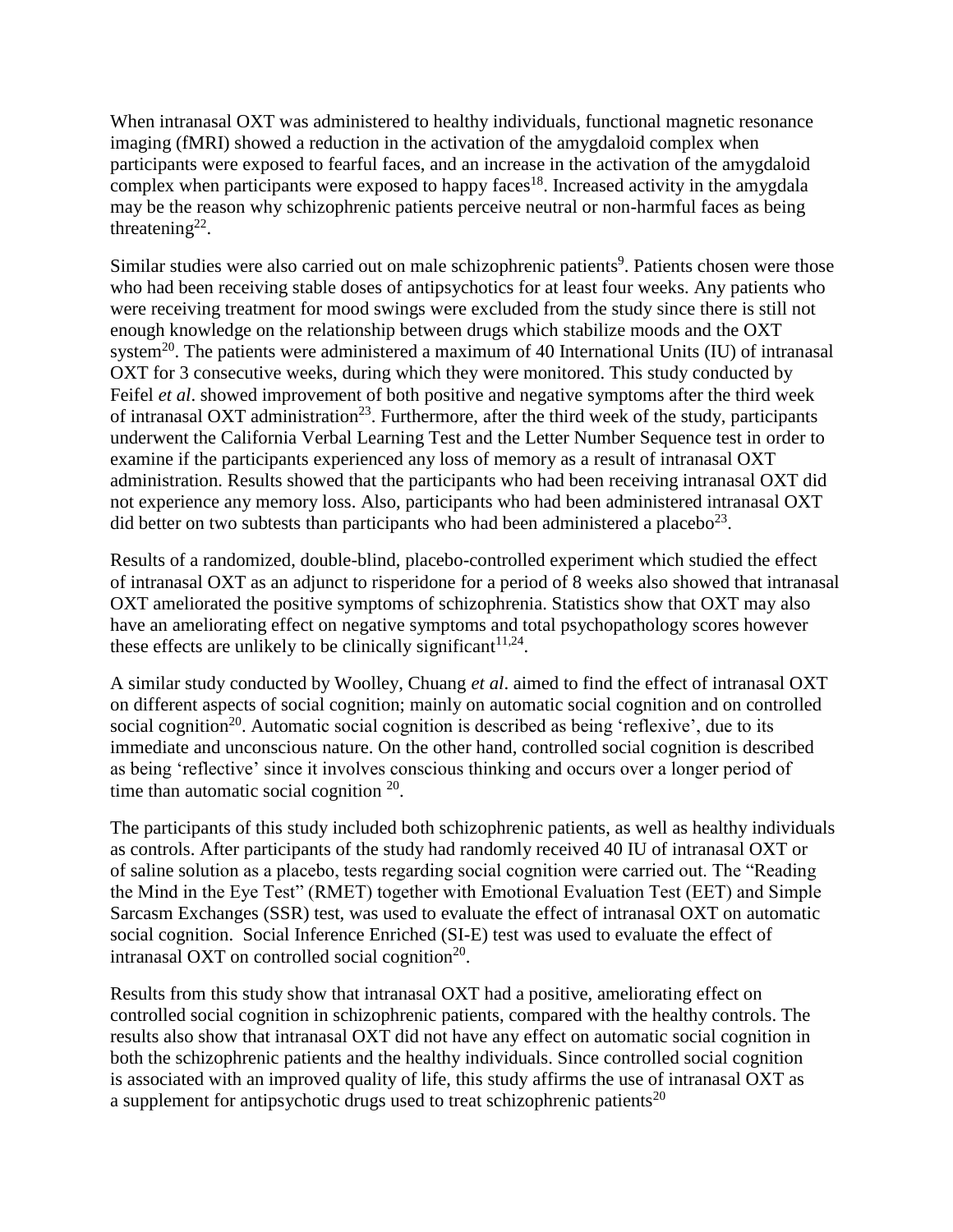When intranasal OXT was administered to healthy individuals, functional magnetic resonance imaging (fMRI) showed a reduction in the activation of the amygdaloid complex when participants were exposed to fearful faces, and an increase in the activation of the amygdaloid complex when participants were exposed to happy faces[18]. Increased activity in the amygdala may be the reason why schizophrenic patients perceive neutral or non-harmful faces as being threatening[22].

Similar studies were also carried out on male schizophrenic patients[9]. Patients chosen were those who had been receiving stable doses of antipsychotics for at least four weeks. Any patients who were receiving treatment for mood swings were excluded from the study since there is still not enough knowledge on the relationship between drugs which stabilize moods and the OXT system[20]. The patients were administered a maximum of 40 International Units (IU) of intranasal OXT for 3 consecutive weeks, during which they were monitored. This study conducted by Feifel *et al*. showed improvement of both positive and negative symptoms after the third week of intranasal OXT administration[23]. Furthermore, after the third week of the study, participants underwent the California Verbal Learning Test and the Letter Number Sequence test in order to examine if the participants experienced any loss of memory as a result of intranasal OXT administration. Results showed that the participants who had been receiving intranasal OXT did not experience any memory loss. Also, participants who had been administered intranasal OXT did better on two subtests than participants who had been administered a placebo[23].

Results of a randomized, double-blind, placebo-controlled experiment which studied the effect of intranasal OXT as an adjunct to risperidone for a period of 8 weeks also showed that intranasal OXT ameliorated the positive symptoms of schizophrenia. Statistics show that OXT may also have an ameliorating effect on negative symptoms and total psychopathology scores however these effects are unlikely to be clinically significant[11,24].

A similar study conducted by Woolley, Chuang *et al*. aimed to find the effect of intranasal OXT on different aspects of social cognition; mainly on automatic social cognition and on controlled social cognition[20]. Automatic social cognition is described as being 'reflexive', due to its immediate and unconscious nature. On the other hand, controlled social cognition is described as being 'reflective' since it involves conscious thinking and occurs over a longer period of time than automatic social cognition [20].

The participants of this study included both schizophrenic patients, as well as healthy individuals as controls. After participants of the study had randomly received 40 IU of intranasal OXT or of saline solution as a placebo, tests regarding social cognition were carried out. The "Reading the Mind in the Eye Test" (RMET) together with Emotional Evaluation Test (EET) and Simple Sarcasm Exchanges (SSR) test, was used to evaluate the effect of intranasal OXT on automatic social cognition. Social Inference Enriched (SI-E) test was used to evaluate the effect of intranasal OXT on controlled social cognition[20].

Results from this study show that intranasal OXT had a positive, ameliorating effect on controlled social cognition in schizophrenic patients, compared with the healthy controls. The results also show that intranasal OXT did not have any effect on automatic social cognition in both the schizophrenic patients and the healthy individuals. Since controlled social cognition is associated with an improved quality of life, this study affirms the use of intranasal OXT as a supplement for antipsychotic drugs used to treat schizophrenic patients[20]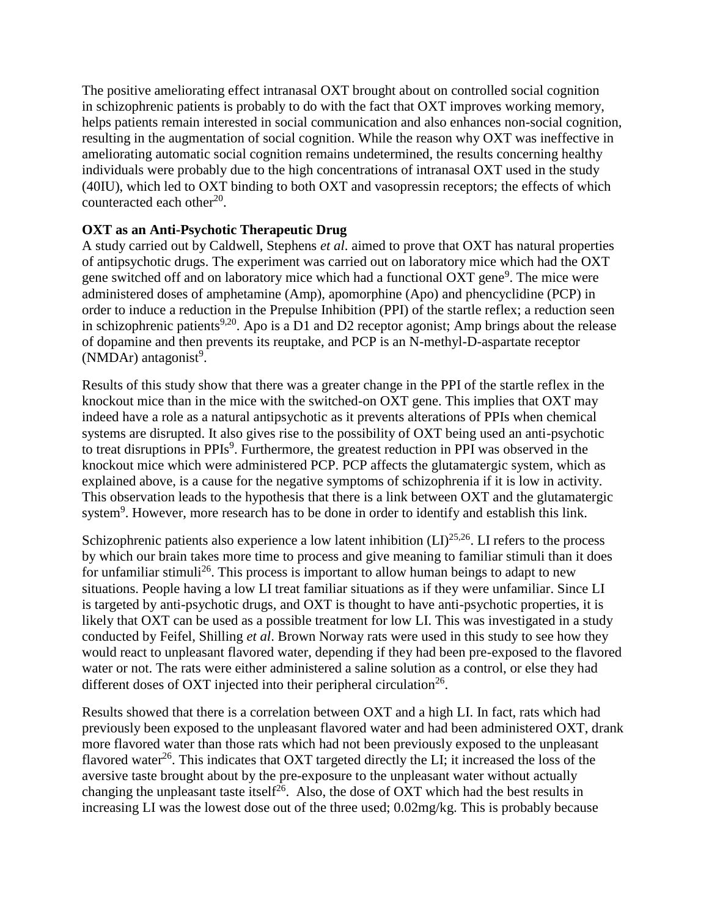The positive ameliorating effect intranasal OXT brought about on controlled social cognition in schizophrenic patients is probably to do with the fact that OXT improves working memory, helps patients remain interested in social communication and also enhances non-social cognition, resulting in the augmentation of social cognition. While the reason why OXT was ineffective in ameliorating automatic social cognition remains undetermined, the results concerning healthy individuals were probably due to the high concentrations of intranasal OXT used in the study (40IU), which led to OXT binding to both OXT and vasopressin receptors; the effects of which counteracted each other[20].

**OXT as an Anti-Psychotic Therapeutic Drug**

A study carried out by Caldwell, Stephens *et al*. aimed to prove that OXT has natural properties of antipsychotic drugs. The experiment was carried out on laboratory mice which had the OXT gene switched off and on laboratory mice which had a functional OXT gene[9]. The mice were administered doses of amphetamine (Amp), apomorphine (Apo) and phencyclidine (PCP) in order to induce a reduction in the Prepulse Inhibition (PPI) of the startle reflex; a reduction seen in schizophrenic patients[9,20]. Apo is a D1 and D2 receptor agonist; Amp brings about the release of dopamine and then prevents its reuptake, and PCP is an N-methyl-D-aspartate receptor (NMDAr) antagonist[9].

Results of this study show that there was a greater change in the PPI of the startle reflex in the knockout mice than in the mice with the switched-on OXT gene. This implies that OXT may indeed have a role as a natural antipsychotic as it prevents alterations of PPIs when chemical systems are disrupted. It also gives rise to the possibility of OXT being used an anti-psychotic to treat disruptions in PPIs[9]. Furthermore, the greatest reduction in PPI was observed in the knockout mice which were administered PCP. PCP affects the glutamatergic system, which as explained above, is a cause for the negative symptoms of schizophrenia if it is low in activity. This observation leads to the hypothesis that there is a link between OXT and the glutamatergic system[9]. However, more research has to be done in order to identify and establish this link.

Schizophrenic patients also experience a low latent inhibition (LI)[25,26]. LI refers to the process by which our brain takes more time to process and give meaning to familiar stimuli than it does for unfamiliar stimuli[26]. This process is important to allow human beings to adapt to new situations. People having a low LI treat familiar situations as if they were unfamiliar. Since LI is targeted by anti-psychotic drugs, and OXT is thought to have anti-psychotic properties, it is likely that OXT can be used as a possible treatment for low LI. This was investigated in a study conducted by Feifel, Shilling *et al*. Brown Norway rats were used in this study to see how they would react to unpleasant flavored water, depending if they had been pre-exposed to the flavored water or not. The rats were either administered a saline solution as a control, or else they had different doses of OXT injected into their peripheral circulation[26].

Results showed that there is a correlation between OXT and a high LI. In fact, rats which had previously been exposed to the unpleasant flavored water and had been administered OXT, drank more flavored water than those rats which had not been previously exposed to the unpleasant flavored water[26]. This indicates that OXT targeted directly the LI; it increased the loss of the aversive taste brought about by the pre-exposure to the unpleasant water without actually changing the unpleasant taste itself[26]. Also, the dose of OXT which had the best results in increasing LI was the lowest dose out of the three used; 0.02mg/kg. This is probably because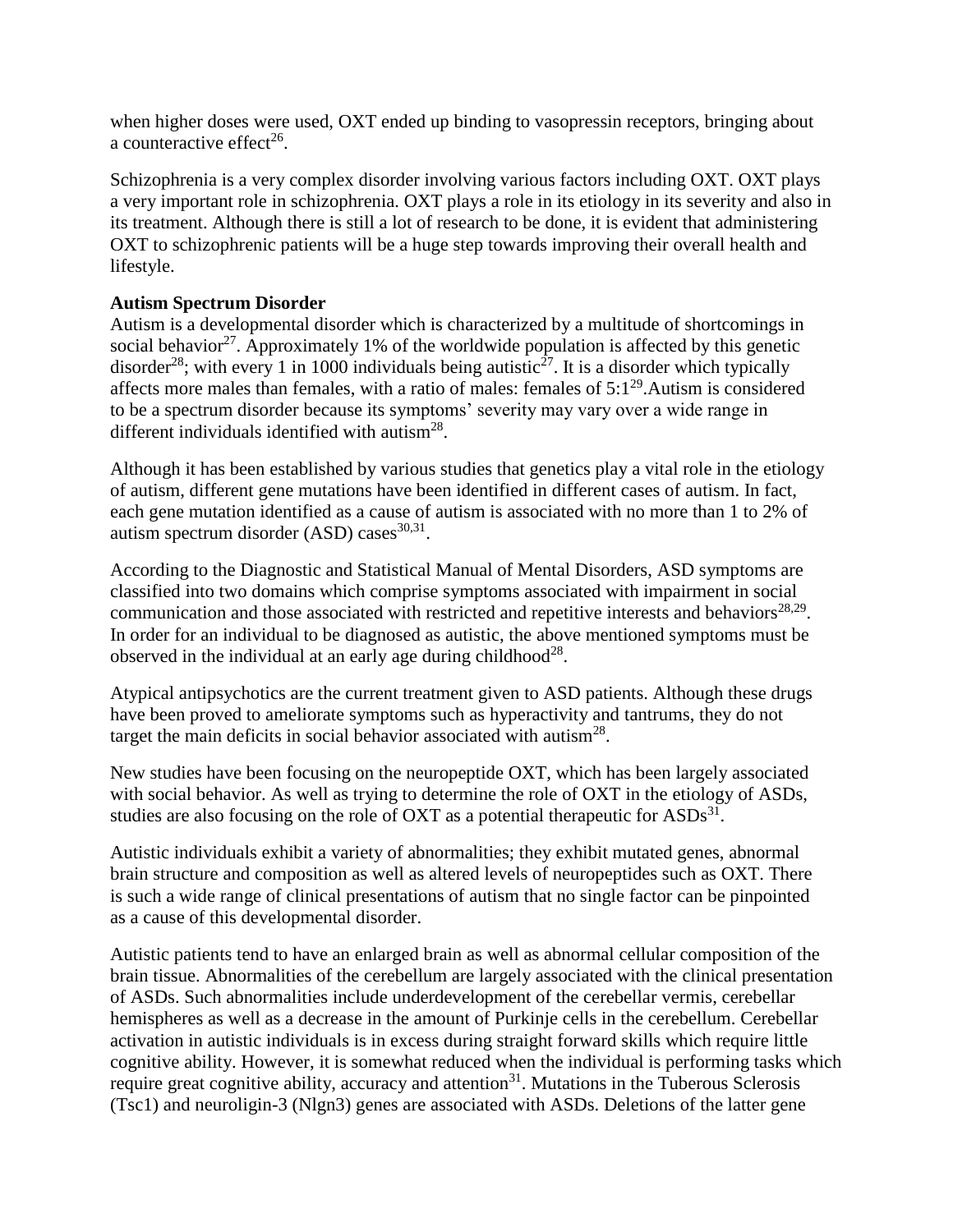when higher doses were used, OXT ended up binding to vasopressin receptors, bringing about a counteractive effect[26].

Schizophrenia is a very complex disorder involving various factors including OXT. OXT plays a very important role in schizophrenia. OXT plays a role in its etiology in its severity and also in its treatment. Although there is still a lot of research to be done, it is evident that administering OXT to schizophrenic patients will be a huge step towards improving their overall health and lifestyle.

**Autism Spectrum Disorder**

Autism is a developmental disorder which is characterized by a multitude of shortcomings in social behavior[27]. Approximately 1% of the worldwide population is affected by this genetic disorder[28]; with every 1 in 1000 individuals being autistic[27]. It is a disorder which typically affects more males than females, with a ratio of males: females of 5:1[29].Autism is considered to be a spectrum disorder because its symptoms' severity may vary over a wide range in different individuals identified with autism[28].

Although it has been established by various studies that genetics play a vital role in the etiology of autism, different gene mutations have been identified in different cases of autism. In fact, each gene mutation identified as a cause of autism is associated with no more than 1 to 2% of autism spectrum disorder (ASD) cases[30,31].

According to the Diagnostic and Statistical Manual of Mental Disorders, ASD symptoms are classified into two domains which comprise symptoms associated with impairment in social communication and those associated with restricted and repetitive interests and behaviors[28,29]. In order for an individual to be diagnosed as autistic, the above mentioned symptoms must be observed in the individual at an early age during childhood[28].

Atypical antipsychotics are the current treatment given to ASD patients. Although these drugs have been proved to ameliorate symptoms such as hyperactivity and tantrums, they do not target the main deficits in social behavior associated with autism[28].

New studies have been focusing on the neuropeptide OXT, which has been largely associated with social behavior. As well as trying to determine the role of OXT in the etiology of ASDs, studies are also focusing on the role of OXT as a potential therapeutic for ASDs[31].

Autistic individuals exhibit a variety of abnormalities; they exhibit mutated genes, abnormal brain structure and composition as well as altered levels of neuropeptides such as OXT. There is such a wide range of clinical presentations of autism that no single factor can be pinpointed as a cause of this developmental disorder.

Autistic patients tend to have an enlarged brain as well as abnormal cellular composition of the brain tissue. Abnormalities of the cerebellum are largely associated with the clinical presentation of ASDs. Such abnormalities include underdevelopment of the cerebellar vermis, cerebellar hemispheres as well as a decrease in the amount of Purkinje cells in the cerebellum. Cerebellar activation in autistic individuals is in excess during straight forward skills which require little cognitive ability. However, it is somewhat reduced when the individual is performing tasks which require great cognitive ability, accuracy and attention[31]. Mutations in the Tuberous Sclerosis (Tsc1) and neuroligin-3 (Nlgn3) genes are associated with ASDs. Deletions of the latter gene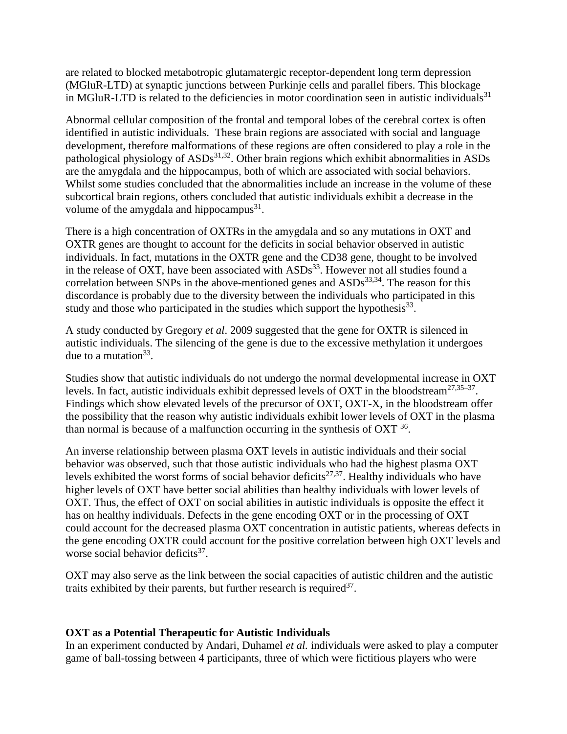are related to blocked metabotropic glutamatergic receptor-dependent long term depression (MGluR-LTD) at synaptic junctions between Purkinje cells and parallel fibers. This blockage in MGluR-LTD is related to the deficiencies in motor coordination seen in autistic individuals[31]

Abnormal cellular composition of the frontal and temporal lobes of the cerebral cortex is often identified in autistic individuals. These brain regions are associated with social and language development, therefore malformations of these regions are often considered to play a role in the pathological physiology of ASDs[31,32]. Other brain regions which exhibit abnormalities in ASDs are the amygdala and the hippocampus, both of which are associated with social behaviors. Whilst some studies concluded that the abnormalities include an increase in the volume of these subcortical brain regions, others concluded that autistic individuals exhibit a decrease in the volume of the amygdala and hippocampus[31].

There is a high concentration of OXTRs in the amygdala and so any mutations in OXT and OXTR genes are thought to account for the deficits in social behavior observed in autistic individuals. In fact, mutations in the OXTR gene and the CD38 gene, thought to be involved in the release of OXT, have been associated with ASDs[33]. However not all studies found a correlation between SNPs in the above-mentioned genes and ASDs[33,34]. The reason for this discordance is probably due to the diversity between the individuals who participated in this study and those who participated in the studies which support the hypothesis[33].

A study conducted by Gregory *et al*. 2009 suggested that the gene for OXTR is silenced in autistic individuals. The silencing of the gene is due to the excessive methylation it undergoes due to a mutation[33].

Studies show that autistic individuals do not undergo the normal developmental increase in OXT levels. In fact, autistic individuals exhibit depressed levels of OXT in the bloodstream[27,35–37]. Findings which show elevated levels of the precursor of OXT, OXT-X, in the bloodstream offer the possibility that the reason why autistic individuals exhibit lower levels of OXT in the plasma than normal is because of a malfunction occurring in the synthesis of OXT [36].

An inverse relationship between plasma OXT levels in autistic individuals and their social behavior was observed, such that those autistic individuals who had the highest plasma OXT levels exhibited the worst forms of social behavior deficits[27,37]. Healthy individuals who have higher levels of OXT have better social abilities than healthy individuals with lower levels of OXT. Thus, the effect of OXT on social abilities in autistic individuals is opposite the effect it has on healthy individuals. Defects in the gene encoding OXT or in the processing of OXT could account for the decreased plasma OXT concentration in autistic patients, whereas defects in the gene encoding OXTR could account for the positive correlation between high OXT levels and worse social behavior deficits[37].

OXT may also serve as the link between the social capacities of autistic children and the autistic traits exhibited by their parents, but further research is required[37].

**OXT as a Potential Therapeutic for Autistic Individuals**

In an experiment conducted by Andari, Duhamel *et al.* individuals were asked to play a computer game of ball-tossing between 4 participants, three of which were fictitious players who were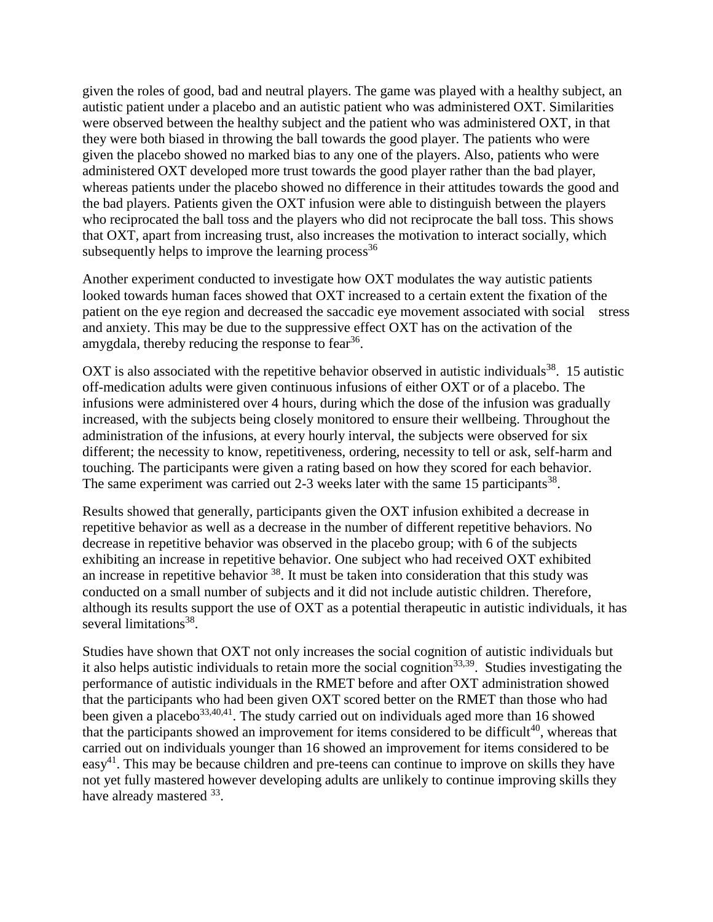given the roles of good, bad and neutral players. The game was played with a healthy subject, an autistic patient under a placebo and an autistic patient who was administered OXT. Similarities were observed between the healthy subject and the patient who was administered OXT, in that they were both biased in throwing the ball towards the good player. The patients who were given the placebo showed no marked bias to any one of the players. Also, patients who were administered OXT developed more trust towards the good player rather than the bad player, whereas patients under the placebo showed no difference in their attitudes towards the good and the bad players. Patients given the OXT infusion were able to distinguish between the players who reciprocated the ball toss and the players who did not reciprocate the ball toss. This shows that OXT, apart from increasing trust, also increases the motivation to interact socially, which subsequently helps to improve the learning process[36]

Another experiment conducted to investigate how OXT modulates the way autistic patients looked towards human faces showed that OXT increased to a certain extent the fixation of the patient on the eye region and decreased the saccadic eye movement associated with social stress and anxiety. This may be due to the suppressive effect OXT has on the activation of the amygdala, thereby reducing the response to fear[36].

OXT is also associated with the repetitive behavior observed in autistic individuals[38]. 15 autistic off-medication adults were given continuous infusions of either OXT or of a placebo. The infusions were administered over 4 hours, during which the dose of the infusion was gradually increased, with the subjects being closely monitored to ensure their wellbeing. Throughout the administration of the infusions, at every hourly interval, the subjects were observed for six different; the necessity to know, repetitiveness, ordering, necessity to tell or ask, self-harm and touching. The participants were given a rating based on how they scored for each behavior. The same experiment was carried out 2-3 weeks later with the same 15 participants[38].

Results showed that generally, participants given the OXT infusion exhibited a decrease in repetitive behavior as well as a decrease in the number of different repetitive behaviors. No decrease in repetitive behavior was observed in the placebo group; with 6 of the subjects exhibiting an increase in repetitive behavior. One subject who had received OXT exhibited an increase in repetitive behavior [38]. It must be taken into consideration that this study was conducted on a small number of subjects and it did not include autistic children. Therefore, although its results support the use of OXT as a potential therapeutic in autistic individuals, it has several limitations[38].

Studies have shown that OXT not only increases the social cognition of autistic individuals but it also helps autistic individuals to retain more the social cognition[33,39]. Studies investigating the performance of autistic individuals in the RMET before and after OXT administration showed that the participants who had been given OXT scored better on the RMET than those who had been given a placebo[33,40,41]. The study carried out on individuals aged more than 16 showed that the participants showed an improvement for items considered to be difficult[40], whereas that carried out on individuals younger than 16 showed an improvement for items considered to be easy[41]. This may be because children and pre-teens can continue to improve on skills they have not yet fully mastered however developing adults are unlikely to continue improving skills they have already mastered [33].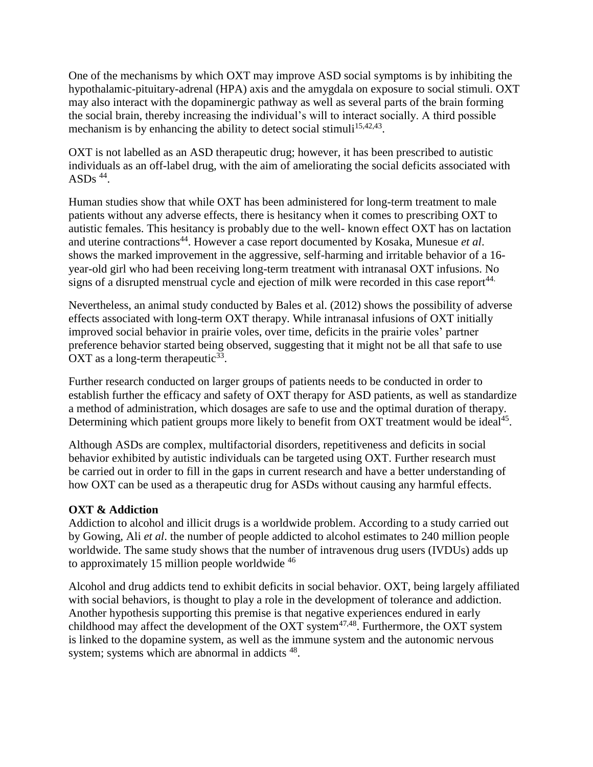One of the mechanisms by which OXT may improve ASD social symptoms is by inhibiting the hypothalamic-pituitary-adrenal (HPA) axis and the amygdala on exposure to social stimuli. OXT may also interact with the dopaminergic pathway as well as several parts of the brain forming the social brain, thereby increasing the individual's will to interact socially. A third possible mechanism is by enhancing the ability to detect social stimuli[15,42,43].

OXT is not labelled as an ASD therapeutic drug; however, it has been prescribed to autistic individuals as an off-label drug, with the aim of ameliorating the social deficits associated with ASDs [44].

Human studies show that while OXT has been administered for long-term treatment to male patients without any adverse effects, there is hesitancy when it comes to prescribing OXT to autistic females. This hesitancy is probably due to the well- known effect OXT has on lactation and uterine contractions[44]. However a case report documented by Kosaka, Munesue *et al*. shows the marked improvement in the aggressive, self-harming and irritable behavior of a 16-year-old girl who had been receiving long-term treatment with intranasal OXT infusions. No signs of a disrupted menstrual cycle and ejection of milk were recorded in this case report[44].

Nevertheless, an animal study conducted by Bales et al. (2012) shows the possibility of adverse effects associated with long-term OXT therapy. While intranasal infusions of OXT initially improved social behavior in prairie voles, over time, deficits in the prairie voles' partner preference behavior started being observed, suggesting that it might not be all that safe to use OXT as a long-term therapeutic[33].

Further research conducted on larger groups of patients needs to be conducted in order to establish further the efficacy and safety of OXT therapy for ASD patients, as well as standardize a method of administration, which dosages are safe to use and the optimal duration of therapy. Determining which patient groups more likely to benefit from OXT treatment would be ideal[45].

Although ASDs are complex, multifactorial disorders, repetitiveness and deficits in social behavior exhibited by autistic individuals can be targeted using OXT. Further research must be carried out in order to fill in the gaps in current research and have a better understanding of how OXT can be used as a therapeutic drug for ASDs without causing any harmful effects.

**OXT & Addiction**

Addiction to alcohol and illicit drugs is a worldwide problem. According to a study carried out by Gowing, Ali *et al*. the number of people addicted to alcohol estimates to 240 million people worldwide. The same study shows that the number of intravenous drug users (IVDUs) adds up to approximately 15 million people worldwide [46]

Alcohol and drug addicts tend to exhibit deficits in social behavior. OXT, being largely affiliated with social behaviors, is thought to play a role in the development of tolerance and addiction. Another hypothesis supporting this premise is that negative experiences endured in early childhood may affect the development of the OXT system[47,48]. Furthermore, the OXT system is linked to the dopamine system, as well as the immune system and the autonomic nervous system; systems which are abnormal in addicts [48].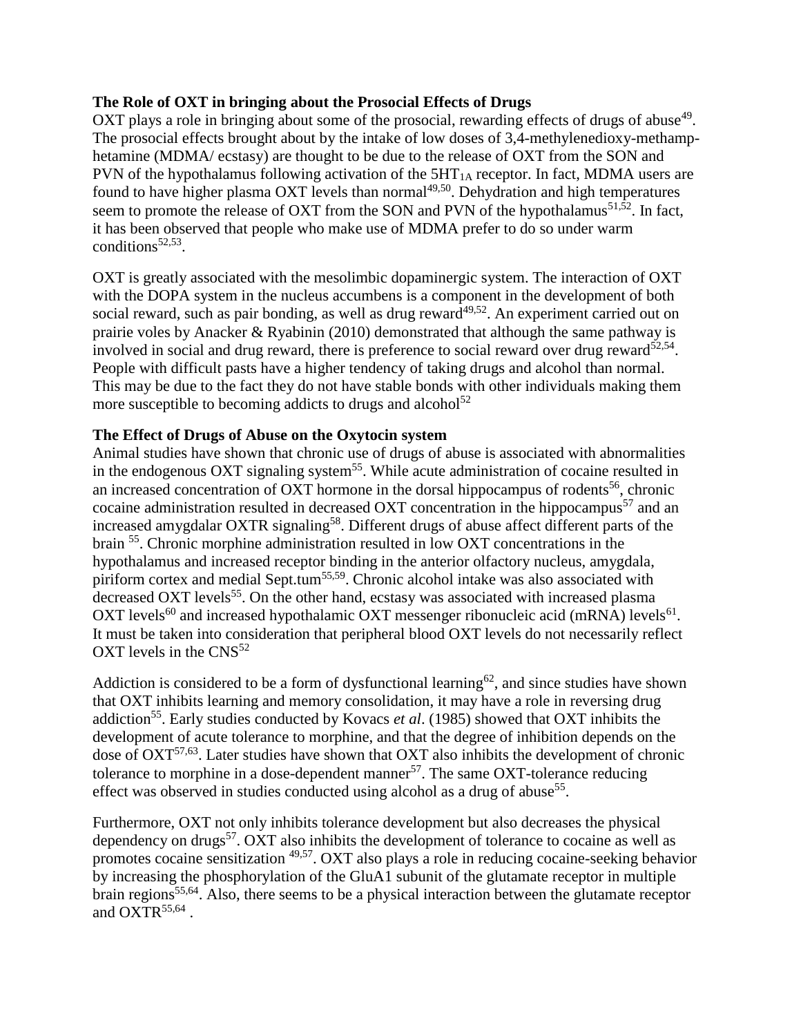### The Role of OXT in bringing about the Prosocial Effects of Drugs

OXT plays a role in bringing about some of the prosocial, rewarding effects of drugs of abuse[49]. The prosocial effects brought about by the intake of low doses of 3,4-methylenedioxy-methamphetamine (MDMA/ ecstasy) are thought to be due to the release of OXT from the SON and PVN of the hypothalamus following activation of the $5HT_{1A}$ receptor. In fact, MDMA users are found to have higher plasma OXT levels than normal[49,50]. Dehydration and high temperatures seem to promote the release of OXT from the SON and PVN of the hypothalamus[51,52]. In fact, it has been observed that people who make use of MDMA prefer to do so under warm conditions[52,53].

OXT is greatly associated with the mesolimbic dopaminergic system. The interaction of OXT with the DOPA system in the nucleus accumbens is a component in the development of both social reward, such as pair bonding, as well as drug reward[49,52]. An experiment carried out on prairie voles by Anacker & Ryabinin (2010) demonstrated that although the same pathway is involved in social and drug reward, there is preference to social reward over drug reward[52,54]. People with difficult pasts have a higher tendency of taking drugs and alcohol than normal. This may be due to the fact they do not have stable bonds with other individuals making them more susceptible to becoming addicts to drugs and alcohol[52]

### The Effect of Drugs of Abuse on the Oxytocin system

Animal studies have shown that chronic use of drugs of abuse is associated with abnormalities in the endogenous OXT signaling system[55]. While acute administration of cocaine resulted in an increased concentration of OXT hormone in the dorsal hippocampus of rodents[56], chronic cocaine administration resulted in decreased OXT concentration in the hippocampus[57] and an increased amygdalar OXTR signaling[58]. Different drugs of abuse affect different parts of the brain [55]. Chronic morphine administration resulted in low OXT concentrations in the hypothalamus and increased receptor binding in the anterior olfactory nucleus, amygdala, piriform cortex and medial Sept.tum[55,59]. Chronic alcohol intake was also associated with decreased OXT levels[55]. On the other hand, ecstasy was associated with increased plasma OXT levels[60] and increased hypothalamic OXT messenger ribonucleic acid (mRNA) levels[61]. It must be taken into consideration that peripheral blood OXT levels do not necessarily reflect OXT levels in the CNS[52]

Addiction is considered to be a form of dysfunctional learning[62], and since studies have shown that OXT inhibits learning and memory consolidation, it may have a role in reversing drug addiction[55]. Early studies conducted by Kovacs *et al*. (1985) showed that OXT inhibits the development of acute tolerance to morphine, and that the degree of inhibition depends on the dose of OXT[57,63]. Later studies have shown that OXT also inhibits the development of chronic tolerance to morphine in a dose-dependent manner[57]. The same OXT-tolerance reducing effect was observed in studies conducted using alcohol as a drug of abuse[55].

Furthermore, OXT not only inhibits tolerance development but also decreases the physical dependency on drugs[57]. OXT also inhibits the development of tolerance to cocaine as well as promotes cocaine sensitization [49,57]. OXT also plays a role in reducing cocaine-seeking behavior by increasing the phosphorylation of the GluA1 subunit of the glutamate receptor in multiple brain regions[55,64]. Also, there seems to be a physical interaction between the glutamate receptor and OXTR[55,64] .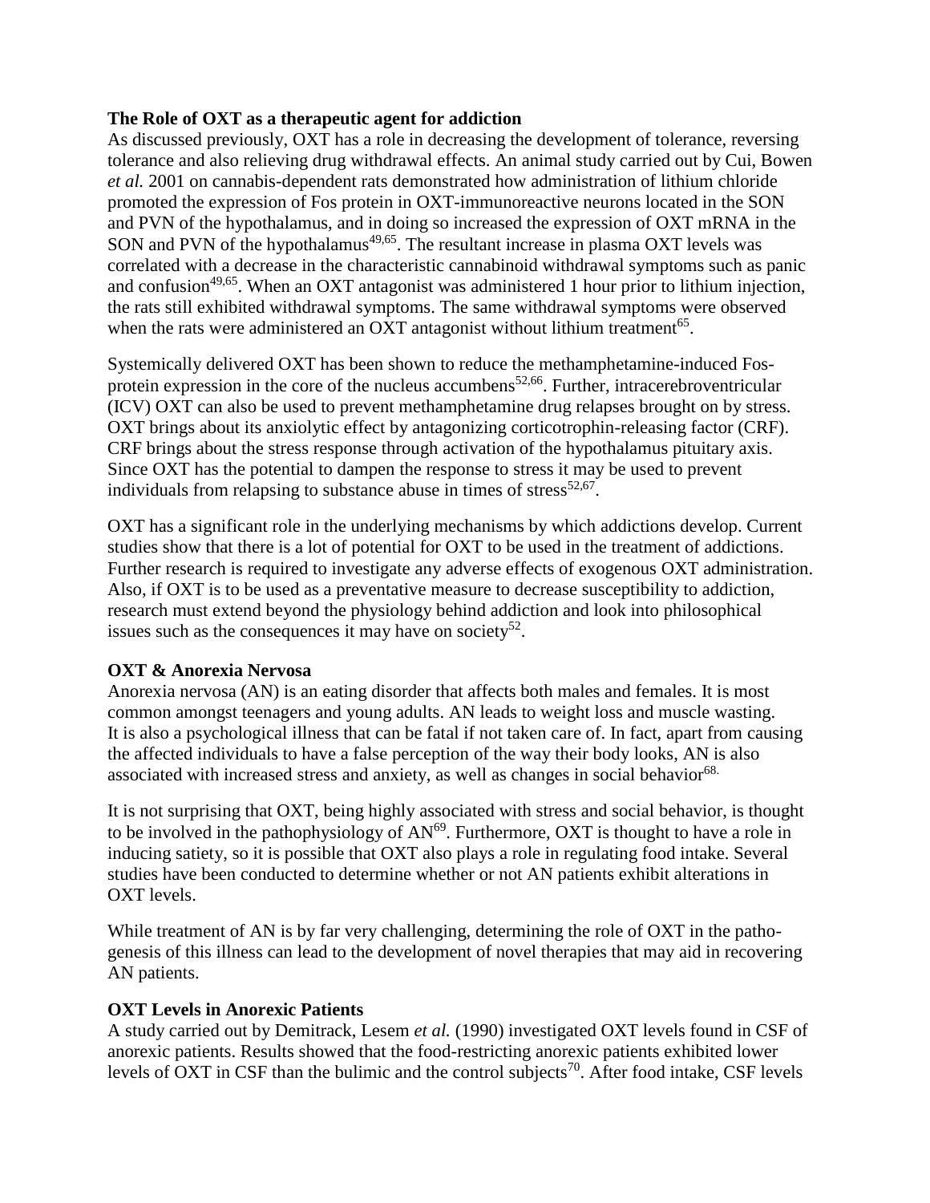**The Role of OXT as a therapeutic agent for addiction**

As discussed previously, OXT has a role in decreasing the development of tolerance, reversing tolerance and also relieving drug withdrawal effects. An animal study carried out by Cui, Bowen *et al.* 2001 on cannabis-dependent rats demonstrated how administration of lithium chloride promoted the expression of Fos protein in OXT-immunoreactive neurons located in the SON and PVN of the hypothalamus, and in doing so increased the expression of OXT mRNA in the SON and PVN of the hypothalamus[49,65]. The resultant increase in plasma OXT levels was correlated with a decrease in the characteristic cannabinoid withdrawal symptoms such as panic and confusion[49,65]. When an OXT antagonist was administered 1 hour prior to lithium injection, the rats still exhibited withdrawal symptoms. The same withdrawal symptoms were observed when the rats were administered an OXT antagonist without lithium treatment[65].

Systemically delivered OXT has been shown to reduce the methamphetamine-induced Fos-protein expression in the core of the nucleus accumbens[52,66]. Further, intracerebroventricular (ICV) OXT can also be used to prevent methamphetamine drug relapses brought on by stress. OXT brings about its anxiolytic effect by antagonizing corticotrophin-releasing factor (CRF). CRF brings about the stress response through activation of the hypothalamus pituitary axis. Since OXT has the potential to dampen the response to stress it may be used to prevent individuals from relapsing to substance abuse in times of stress[52,67].

OXT has a significant role in the underlying mechanisms by which addictions develop. Current studies show that there is a lot of potential for OXT to be used in the treatment of addictions. Further research is required to investigate any adverse effects of exogenous OXT administration. Also, if OXT is to be used as a preventative measure to decrease susceptibility to addiction, research must extend beyond the physiology behind addiction and look into philosophical issues such as the consequences it may have on society[52].

**OXT & Anorexia Nervosa**

Anorexia nervosa (AN) is an eating disorder that affects both males and females. It is most common amongst teenagers and young adults. AN leads to weight loss and muscle wasting. It is also a psychological illness that can be fatal if not taken care of. In fact, apart from causing the affected individuals to have a false perception of the way their body looks, AN is also associated with increased stress and anxiety, as well as changes in social behavior[68.]

It is not surprising that OXT, being highly associated with stress and social behavior, is thought to be involved in the pathophysiology of AN[69]. Furthermore, OXT is thought to have a role in inducing satiety, so it is possible that OXT also plays a role in regulating food intake. Several studies have been conducted to determine whether or not AN patients exhibit alterations in OXT levels.

While treatment of AN is by far very challenging, determining the role of OXT in the patho-genesis of this illness can lead to the development of novel therapies that may aid in recovering AN patients.

**OXT Levels in Anorexic Patients**

A study carried out by Demitrack, Lesem *et al.* (1990) investigated OXT levels found in CSF of anorexic patients. Results showed that the food-restricting anorexic patients exhibited lower levels of OXT in CSF than the bulimic and the control subjects[70]. After food intake, CSF levels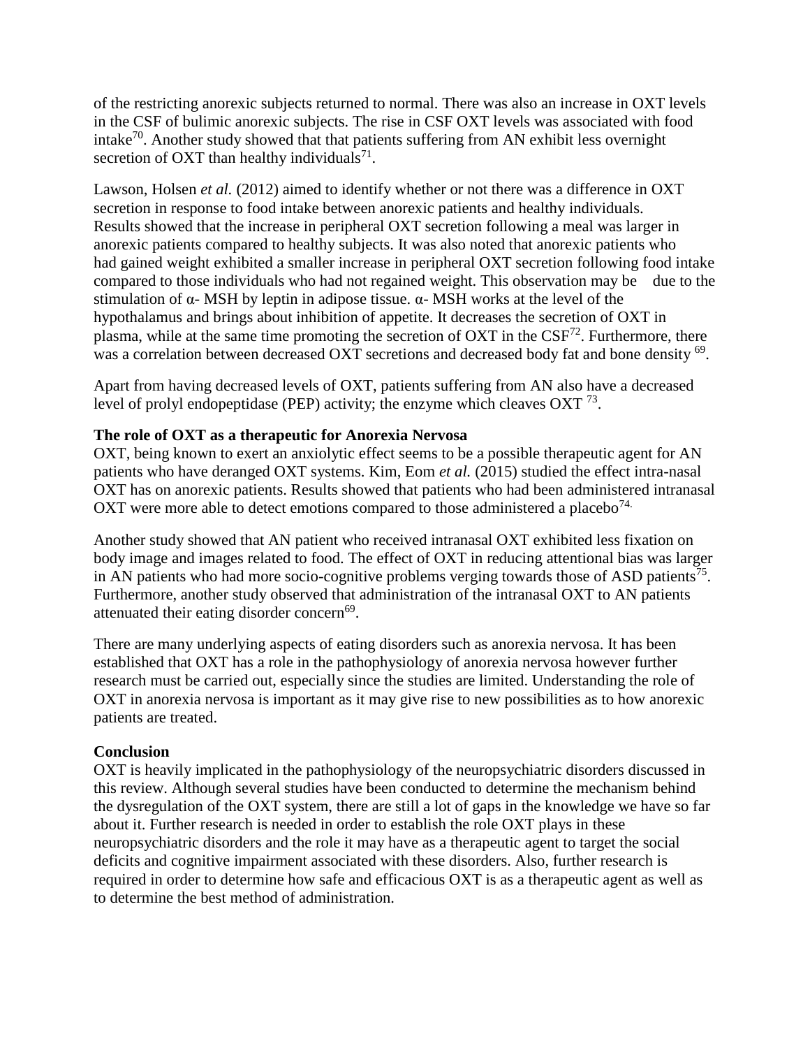of the restricting anorexic subjects returned to normal. There was also an increase in OXT levels in the CSF of bulimic anorexic subjects. The rise in CSF OXT levels was associated with food intake[70]. Another study showed that that patients suffering from AN exhibit less overnight secretion of OXT than healthy individuals[71].

Lawson, Holsen *et al.* (2012) aimed to identify whether or not there was a difference in OXT secretion in response to food intake between anorexic patients and healthy individuals. Results showed that the increase in peripheral OXT secretion following a meal was larger in anorexic patients compared to healthy subjects. It was also noted that anorexic patients who had gained weight exhibited a smaller increase in peripheral OXT secretion following food intake compared to those individuals who had not regained weight. This observation may be due to the stimulation of α- MSH by leptin in adipose tissue. α- MSH works at the level of the hypothalamus and brings about inhibition of appetite. It decreases the secretion of OXT in plasma, while at the same time promoting the secretion of OXT in the CSF[72]. Furthermore, there was a correlation between decreased OXT secretions and decreased body fat and bone density [69].

Apart from having decreased levels of OXT, patients suffering from AN also have a decreased level of prolyl endopeptidase (PEP) activity; the enzyme which cleaves OXT [73].

**The role of OXT as a therapeutic for Anorexia Nervosa**

OXT, being known to exert an anxiolytic effect seems to be a possible therapeutic agent for AN patients who have deranged OXT systems. Kim, Eom *et al.* (2015) studied the effect intra-nasal OXT has on anorexic patients. Results showed that patients who had been administered intranasal OXT were more able to detect emotions compared to those administered a placebo[74].

Another study showed that AN patient who received intranasal OXT exhibited less fixation on body image and images related to food. The effect of OXT in reducing attentional bias was larger in AN patients who had more socio-cognitive problems verging towards those of ASD patients[75]. Furthermore, another study observed that administration of the intranasal OXT to AN patients attenuated their eating disorder concern[69].

There are many underlying aspects of eating disorders such as anorexia nervosa. It has been established that OXT has a role in the pathophysiology of anorexia nervosa however further research must be carried out, especially since the studies are limited. Understanding the role of OXT in anorexia nervosa is important as it may give rise to new possibilities as to how anorexic patients are treated.

**Conclusion**

OXT is heavily implicated in the pathophysiology of the neuropsychiatric disorders discussed in this review. Although several studies have been conducted to determine the mechanism behind the dysregulation of the OXT system, there are still a lot of gaps in the knowledge we have so far about it. Further research is needed in order to establish the role OXT plays in these neuropsychiatric disorders and the role it may have as a therapeutic agent to target the social deficits and cognitive impairment associated with these disorders. Also, further research is required in order to determine how safe and efficacious OXT is as a therapeutic agent as well as to determine the best method of administration.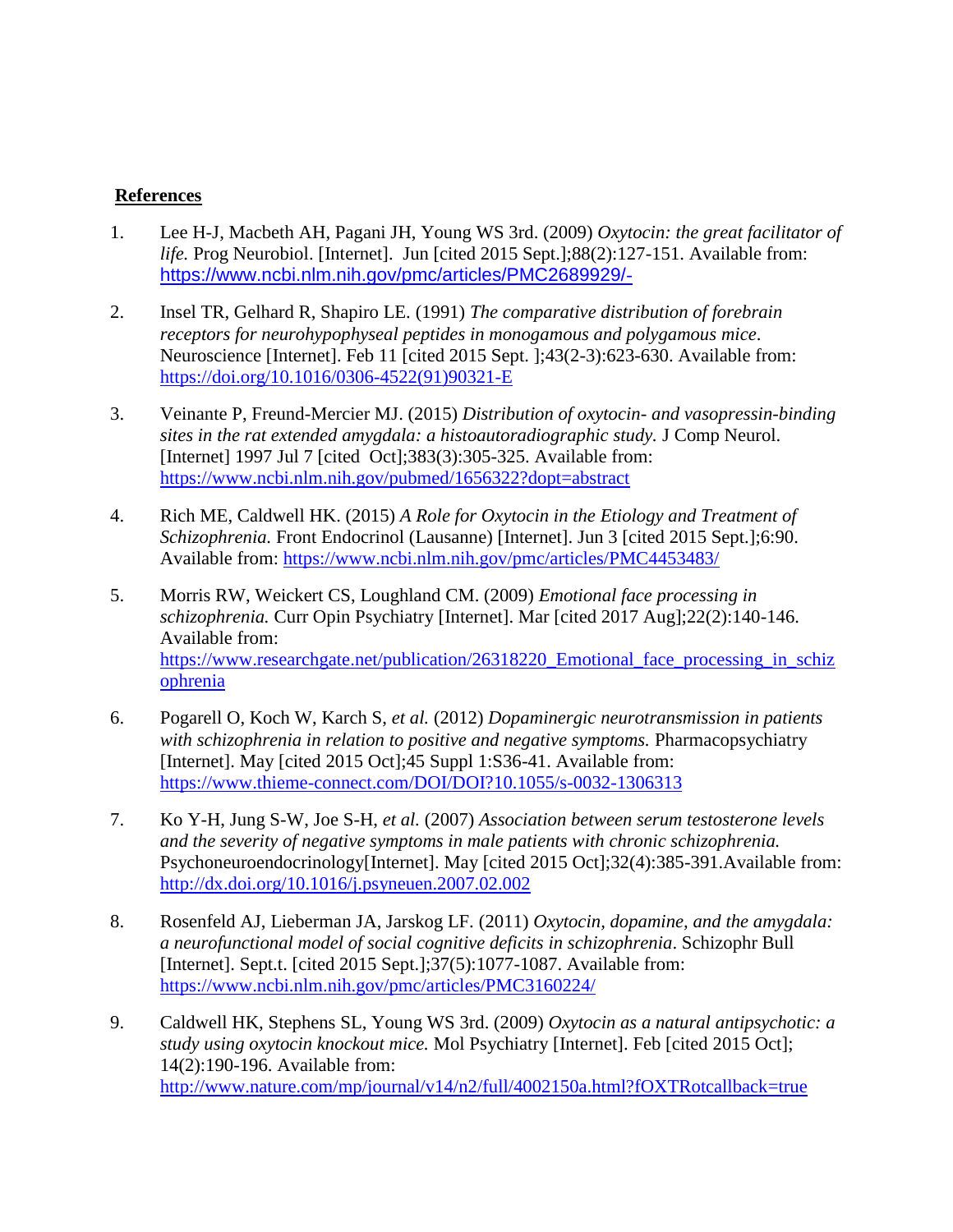**References**

1. Lee H-J, Macbeth AH, Pagani JH, Young WS 3rd. (2009) *Oxytocin: the great facilitator of life.* Prog Neurobiol. [Internet]. Jun [cited 2015 Sept.];88(2):127-151. Available from: https://www.ncbi.nlm.nih.gov/pmc/articles/PMC2689929/-

2. Insel TR, Gelhard R, Shapiro LE. (1991) *The comparative distribution of forebrain receptors for neurohypophyseal peptides in monogamous and polygamous mice*. Neuroscience [Internet]. Feb 11 [cited 2015 Sept. ];43(2-3):623-630. Available from: https://doi.org/10.1016/0306-4522(91)90321-E

3. Veinante P, Freund-Mercier MJ. (2015) *Distribution of oxytocin- and vasopressin-binding sites in the rat extended amygdala: a histoautoradiographic study.* J Comp Neurol. [Internet] 1997 Jul 7 [cited Oct];383(3):305-325. Available from: https://www.ncbi.nlm.nih.gov/pubmed/1656322?dopt=abstract

4. Rich ME, Caldwell HK. (2015) *A Role for Oxytocin in the Etiology and Treatment of Schizophrenia.* Front Endocrinol (Lausanne) [Internet]. Jun 3 [cited 2015 Sept.];6:90. Available from: https://www.ncbi.nlm.nih.gov/pmc/articles/PMC4453483/

5. Morris RW, Weickert CS, Loughland CM. (2009) *Emotional face processing in schizophrenia.* Curr Opin Psychiatry [Internet]. Mar [cited 2017 Aug];22(2):140-146. Available from: https://www.researchgate.net/publication/26318220_Emotional_face_processing_in_schizophrenia

6. Pogarell O, Koch W, Karch S, *et al.* (2012) *Dopaminergic neurotransmission in patients with schizophrenia in relation to positive and negative symptoms.* Pharmacopsychiatry [Internet]. May [cited 2015 Oct];45 Suppl 1:S36-41. Available from: https://www.thieme-connect.com/DOI/DOI?10.1055/s-0032-1306313

7. Ko Y-H, Jung S-W, Joe S-H, *et al.* (2007) *Association between serum testosterone levels and the severity of negative symptoms in male patients with chronic schizophrenia.* Psychoneuroendocrinology[Internet]. May [cited 2015 Oct];32(4):385-391.Available from: http://dx.doi.org/10.1016/j.psyneuen.2007.02.002

8. Rosenfeld AJ, Lieberman JA, Jarskog LF. (2011) *Oxytocin, dopamine, and the amygdala: a neurofunctional model of social cognitive deficits in schizophrenia*. Schizophr Bull [Internet]. Sept.t. [cited 2015 Sept.];37(5):1077-1087. Available from: https://www.ncbi.nlm.nih.gov/pmc/articles/PMC3160224/

9. Caldwell HK, Stephens SL, Young WS 3rd. (2009) *Oxytocin as a natural antipsychotic: a study using oxytocin knockout mice.* Mol Psychiatry [Internet]. Feb [cited 2015 Oct]; 14(2):190-196. Available from: http://www.nature.com/mp/journal/v14/n2/full/4002150a.html?fOXTRotcallback=true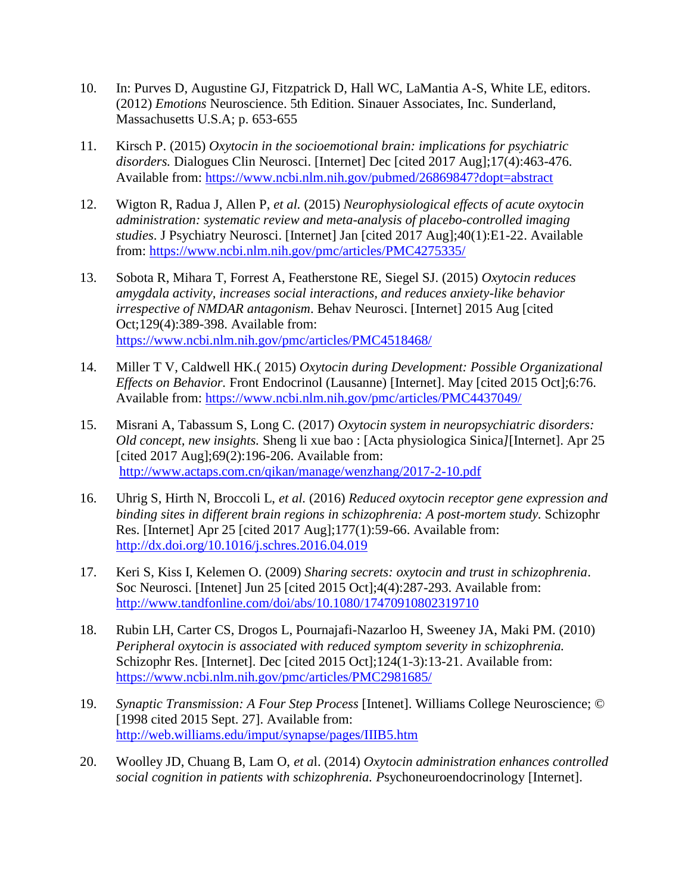10. In: Purves D, Augustine GJ, Fitzpatrick D, Hall WC, LaMantia A-S, White LE, editors. (2012) *Emotions* Neuroscience. 5th Edition. Sinauer Associates, Inc. Sunderland, Massachusetts U.S.A; p. 653-655

11. Kirsch P. (2015) *Oxytocin in the socioemotional brain: implications for psychiatric disorders.* Dialogues Clin Neurosci. [Internet] Dec [cited 2017 Aug];17(4):463-476. Available from: https://www.ncbi.nlm.nih.gov/pubmed/26869847?dopt=abstract

12. Wigton R, Radua J, Allen P, *et al.* (2015) *Neurophysiological effects of acute oxytocin administration: systematic review and meta-analysis of placebo-controlled imaging studies*. J Psychiatry Neurosci. [Internet] Jan [cited 2017 Aug];40(1):E1-22. Available from: https://www.ncbi.nlm.nih.gov/pmc/articles/PMC4275335/

13. Sobota R, Mihara T, Forrest A, Featherstone RE, Siegel SJ. (2015) *Oxytocin reduces amygdala activity, increases social interactions, and reduces anxiety-like behavior irrespective of NMDAR antagonism*. Behav Neurosci. [Internet] 2015 Aug [cited Oct;129(4):389-398. Available from: https://www.ncbi.nlm.nih.gov/pmc/articles/PMC4518468/

14. Miller T V, Caldwell HK.( 2015) *Oxytocin during Development: Possible Organizational Effects on Behavior.* Front Endocrinol (Lausanne) [Internet]. May [cited 2015 Oct];6:76. Available from: https://www.ncbi.nlm.nih.gov/pmc/articles/PMC4437049/

15. Misrani A, Tabassum S, Long C. (2017) *Oxytocin system in neuropsychiatric disorders: Old concept, new insights.* Sheng li xue bao : [Acta physiologica Sinica*]*[Internet]. Apr 25 [cited 2017 Aug];69(2):196-206. Available from: http://www.actaps.com.cn/qikan/manage/wenzhang/2017-2-10.pdf

16. Uhrig S, Hirth N, Broccoli L, *et al.* (2016) *Reduced oxytocin receptor gene expression and binding sites in different brain regions in schizophrenia: A post-mortem study.* Schizophr Res. [Internet] Apr 25 [cited 2017 Aug];177(1):59-66. Available from: http://dx.doi.org/10.1016/j.schres.2016.04.019

17. Keri S, Kiss I, Kelemen O. (2009) *Sharing secrets: oxytocin and trust in schizophrenia*. Soc Neurosci. [Intenet] Jun 25 [cited 2015 Oct];4(4):287-293. Available from: http://www.tandfonline.com/doi/abs/10.1080/17470910802319710

18. Rubin LH, Carter CS, Drogos L, Pournajafi-Nazarloo H, Sweeney JA, Maki PM. (2010) *Peripheral oxytocin is associated with reduced symptom severity in schizophrenia.* Schizophr Res. [Internet]. Dec [cited 2015 Oct];124(1-3):13-21. Available from: https://www.ncbi.nlm.nih.gov/pmc/articles/PMC2981685/

19. *Synaptic Transmission: A Four Step Process* [Intenet]. Williams College Neuroscience; © [1998 cited 2015 Sept. 27]. Available from: http://web.williams.edu/imput/synapse/pages/IIIB5.htm

20. Woolley JD, Chuang B, Lam O, *et a*l. (2014) *Oxytocin administration enhances controlled social cognition in patients with schizophrenia. P*sychoneuroendocrinology [Internet].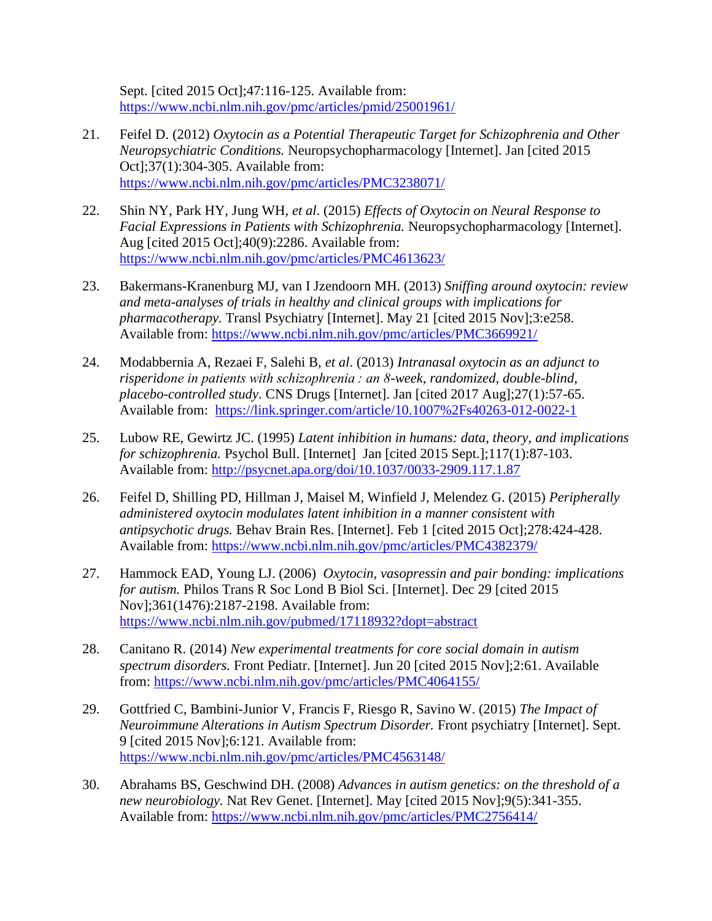Sept. [cited 2015 Oct];47:116-125. Available from: https://www.ncbi.nlm.nih.gov/pmc/articles/pmid/25001961/

21. Feifel D. (2012) *Oxytocin as a Potential Therapeutic Target for Schizophrenia and Other Neuropsychiatric Conditions.* Neuropsychopharmacology [Internet]. Jan [cited 2015 Oct];37(1):304-305. Available from: https://www.ncbi.nlm.nih.gov/pmc/articles/PMC3238071/

22. Shin NY, Park HY, Jung WH, *et al*. (2015) *Effects of Oxytocin on Neural Response to Facial Expressions in Patients with Schizophrenia.* Neuropsychopharmacology [Internet]. Aug [cited 2015 Oct];40(9):2286. Available from: https://www.ncbi.nlm.nih.gov/pmc/articles/PMC4613623/

23. Bakermans-Kranenburg MJ, van I Jzendoorn MH. (2013) *Sniffing around oxytocin: review and meta-analyses of trials in healthy and clinical groups with implications for pharmacotherapy.* Transl Psychiatry [Internet]. May 21 [cited 2015 Nov];3:e258. Available from: https://www.ncbi.nlm.nih.gov/pmc/articles/PMC3669921/

24. Modabbernia A, Rezaei F, Salehi B, *et al*. (2013) *Intranasal oxytocin as an adjunct to risperidone in patients with schizophrenia : an 8-week, randomized, double-blind, placebo-controlled study*. CNS Drugs [Internet]. Jan [cited 2017 Aug];27(1):57-65. Available from: https://link.springer.com/article/10.1007%2Fs40263-012-0022-1

25. Lubow RE, Gewirtz JC. (1995) *Latent inhibition in humans: data, theory, and implications for schizophrenia.* Psychol Bull. [Internet] Jan [cited 2015 Sept.];117(1):87-103. Available from: http://psycnet.apa.org/doi/10.1037/0033-2909.117.1.87

26. Feifel D, Shilling PD, Hillman J, Maisel M, Winfield J, Melendez G. (2015) *Peripherally administered oxytocin modulates latent inhibition in a manner consistent with antipsychotic drugs.* Behav Brain Res. [Internet]. Feb 1 [cited 2015 Oct];278:424-428. Available from: https://www.ncbi.nlm.nih.gov/pmc/articles/PMC4382379/

27. Hammock EAD, Young LJ. (2006) *Oxytocin, vasopressin and pair bonding: implications for autism.* Philos Trans R Soc Lond B Biol Sci. [Internet]. Dec 29 [cited 2015 Nov];361(1476):2187-2198. Available from: https://www.ncbi.nlm.nih.gov/pubmed/17118932?dopt=abstract

28. Canitano R. (2014) *New experimental treatments for core social domain in autism spectrum disorders.* Front Pediatr. [Internet]. Jun 20 [cited 2015 Nov];2:61. Available from: https://www.ncbi.nlm.nih.gov/pmc/articles/PMC4064155/

29. Gottfried C, Bambini-Junior V, Francis F, Riesgo R, Savino W. (2015) *The Impact of Neuroimmune Alterations in Autism Spectrum Disorder.* Front psychiatry [Internet]. Sept. 9 [cited 2015 Nov];6:121. Available from: https://www.ncbi.nlm.nih.gov/pmc/articles/PMC4563148/

30. Abrahams BS, Geschwind DH. (2008) *Advances in autism genetics: on the threshold of a new neurobiology.* Nat Rev Genet. [Internet]. May [cited 2015 Nov];9(5):341-355. Available from: https://www.ncbi.nlm.nih.gov/pmc/articles/PMC2756414/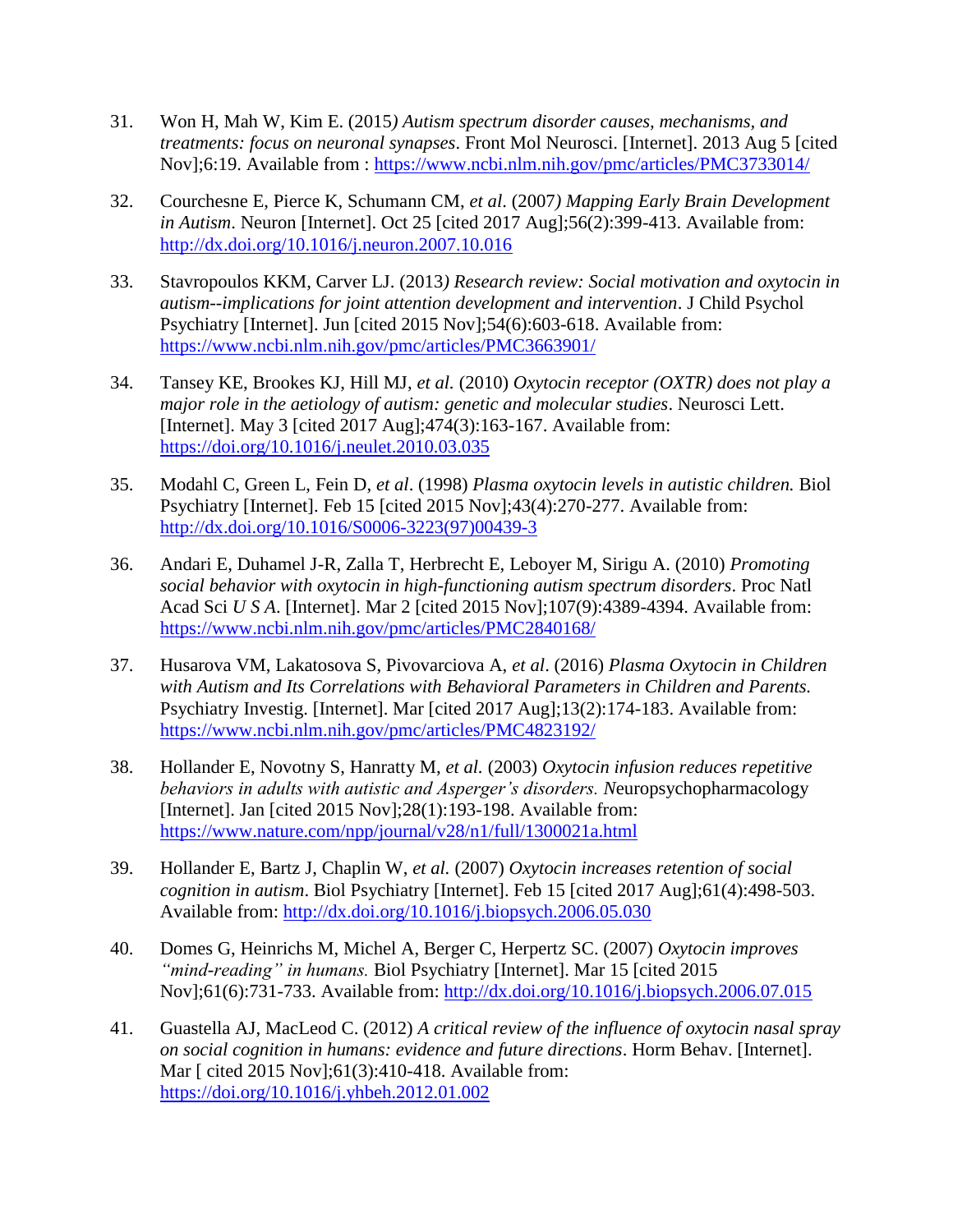31. Won H, Mah W, Kim E. (2015*) Autism spectrum disorder causes, mechanisms, and treatments: focus on neuronal synapses*. Front Mol Neurosci. [Internet]. 2013 Aug 5 [cited Nov];6:19. Available from : https://www.ncbi.nlm.nih.gov/pmc/articles/PMC3733014/

32. Courchesne E, Pierce K, Schumann CM, *et al*. (2007*) Mapping Early Brain Development in Autism*. Neuron [Internet]. Oct 25 [cited 2017 Aug];56(2):399-413. Available from: http://dx.doi.org/10.1016/j.neuron.2007.10.016

33. Stavropoulos KKM, Carver LJ. (2013*) Research review: Social motivation and oxytocin in autism--implications for joint attention development and intervention*. J Child Psychol Psychiatry [Internet]. Jun [cited 2015 Nov];54(6):603-618. Available from: https://www.ncbi.nlm.nih.gov/pmc/articles/PMC3663901/

34. Tansey KE, Brookes KJ, Hill MJ, *et al.* (2010) *Oxytocin receptor (OXTR) does not play a major role in the aetiology of autism: genetic and molecular studies*. Neurosci Lett. [Internet]. May 3 [cited 2017 Aug];474(3):163-167. Available from: https://doi.org/10.1016/j.neulet.2010.03.035

35. Modahl C, Green L, Fein D, *et al*. (1998) *Plasma oxytocin levels in autistic children.* Biol Psychiatry [Internet]. Feb 15 [cited 2015 Nov];43(4):270-277. Available from: http://dx.doi.org/10.1016/S0006-3223(97)00439-3

36. Andari E, Duhamel J-R, Zalla T, Herbrecht E, Leboyer M, Sirigu A. (2010) *Promoting social behavior with oxytocin in high-functioning autism spectrum disorders*. Proc Natl Acad Sci *U S A*. [Internet]. Mar 2 [cited 2015 Nov];107(9):4389-4394. Available from: https://www.ncbi.nlm.nih.gov/pmc/articles/PMC2840168/

37. Husarova VM, Lakatosova S, Pivovarciova A, *et al*. (2016) *Plasma Oxytocin in Children with Autism and Its Correlations with Behavioral Parameters in Children and Parents.* Psychiatry Investig. [Internet]. Mar [cited 2017 Aug];13(2):174-183. Available from: https://www.ncbi.nlm.nih.gov/pmc/articles/PMC4823192/

38. Hollander E, Novotny S, Hanratty M, *et al.* (2003) *Oxytocin infusion reduces repetitive behaviors in adults with autistic and Asperger's disorders. N*europsychopharmacology [Internet]. Jan [cited 2015 Nov];28(1):193-198. Available from: https://www.nature.com/npp/journal/v28/n1/full/1300021a.html

39. Hollander E, Bartz J, Chaplin W, *et al.* (2007) *Oxytocin increases retention of social cognition in autism*. Biol Psychiatry [Internet]. Feb 15 [cited 2017 Aug];61(4):498-503. Available from: http://dx.doi.org/10.1016/j.biopsych.2006.05.030

40. Domes G, Heinrichs M, Michel A, Berger C, Herpertz SC. (2007) *Oxytocin improves "mind-reading" in humans.* Biol Psychiatry [Internet]. Mar 15 [cited 2015 Nov];61(6):731-733. Available from: http://dx.doi.org/10.1016/j.biopsych.2006.07.015

41. Guastella AJ, MacLeod C. (2012) *A critical review of the influence of oxytocin nasal spray on social cognition in humans: evidence and future directions*. Horm Behav. [Internet]. Mar [ cited 2015 Nov];61(3):410-418. Available from: https://doi.org/10.1016/j.yhbeh.2012.01.002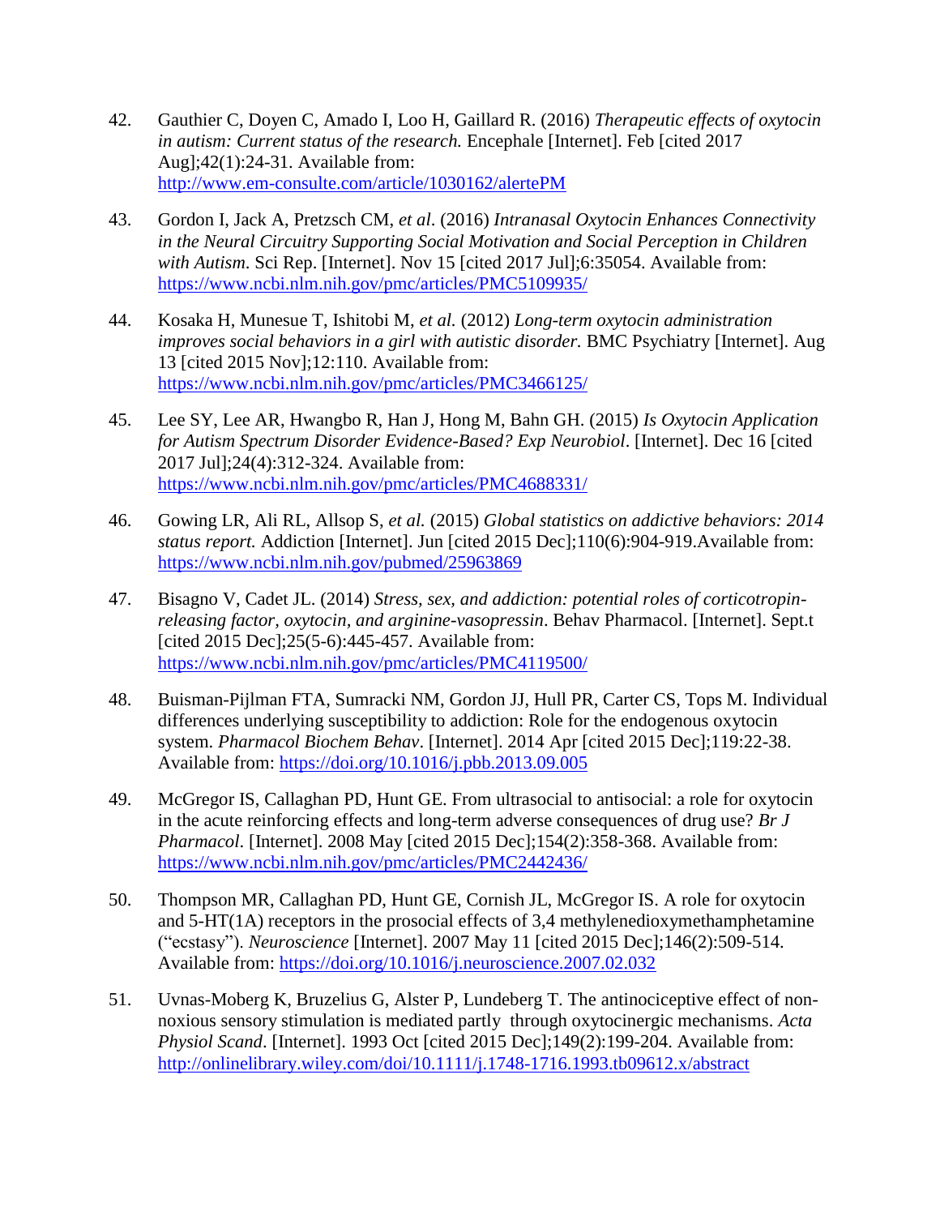42. Gauthier C, Doyen C, Amado I, Loo H, Gaillard R. (2016) *Therapeutic effects of oxytocin in autism: Current status of the research.* Encephale [Internet]. Feb [cited 2017 Aug];42(1):24-31. Available from: http://www.em-consulte.com/article/1030162/alertePM

43. Gordon I, Jack A, Pretzsch CM, *et al*. (2016) *Intranasal Oxytocin Enhances Connectivity in the Neural Circuitry Supporting Social Motivation and Social Perception in Children with Autism*. Sci Rep. [Internet]. Nov 15 [cited 2017 Jul];6:35054. Available from: https://www.ncbi.nlm.nih.gov/pmc/articles/PMC5109935/

44. Kosaka H, Munesue T, Ishitobi M, *et al.* (2012) *Long-term oxytocin administration improves social behaviors in a girl with autistic disorder.* BMC Psychiatry [Internet]. Aug 13 [cited 2015 Nov];12:110. Available from: https://www.ncbi.nlm.nih.gov/pmc/articles/PMC3466125/

45. Lee SY, Lee AR, Hwangbo R, Han J, Hong M, Bahn GH. (2015) *Is Oxytocin Application for Autism Spectrum Disorder Evidence-Based? Exp Neurobiol*. [Internet]. Dec 16 [cited 2017 Jul];24(4):312-324. Available from: https://www.ncbi.nlm.nih.gov/pmc/articles/PMC4688331/

46. Gowing LR, Ali RL, Allsop S, *et al.* (2015) *Global statistics on addictive behaviors: 2014 status report.* Addiction [Internet]. Jun [cited 2015 Dec];110(6):904-919.Available from: https://www.ncbi.nlm.nih.gov/pubmed/25963869

47. Bisagno V, Cadet JL. (2014) *Stress, sex, and addiction: potential roles of corticotropin-releasing factor, oxytocin, and arginine-vasopressin*. Behav Pharmacol. [Internet]. Sept.t [cited 2015 Dec];25(5-6):445-457. Available from: https://www.ncbi.nlm.nih.gov/pmc/articles/PMC4119500/

48. Buisman-Pijlman FTA, Sumracki NM, Gordon JJ, Hull PR, Carter CS, Tops M. Individual differences underlying susceptibility to addiction: Role for the endogenous oxytocin system. *Pharmacol Biochem Behav*. [Internet]. 2014 Apr [cited 2015 Dec];119:22-38. Available from: https://doi.org/10.1016/j.pbb.2013.09.005

49. McGregor IS, Callaghan PD, Hunt GE. From ultrasocial to antisocial: a role for oxytocin in the acute reinforcing effects and long-term adverse consequences of drug use? *Br J Pharmacol*. [Internet]. 2008 May [cited 2015 Dec];154(2):358-368. Available from: https://www.ncbi.nlm.nih.gov/pmc/articles/PMC2442436/

50. Thompson MR, Callaghan PD, Hunt GE, Cornish JL, McGregor IS. A role for oxytocin and 5-HT(1A) receptors in the prosocial effects of 3,4 methylenedioxymethamphetamine ("ecstasy"). *Neuroscience* [Internet]. 2007 May 11 [cited 2015 Dec];146(2):509-514. Available from: https://doi.org/10.1016/j.neuroscience.2007.02.032

51. Uvnas-Moberg K, Bruzelius G, Alster P, Lundeberg T. The antinociceptive effect of non-noxious sensory stimulation is mediated partly through oxytocinergic mechanisms. *Acta Physiol Scand*. [Internet]. 1993 Oct [cited 2015 Dec];149(2):199-204. Available from: http://onlinelibrary.wiley.com/doi/10.1111/j.1748-1716.1993.tb09612.x/abstract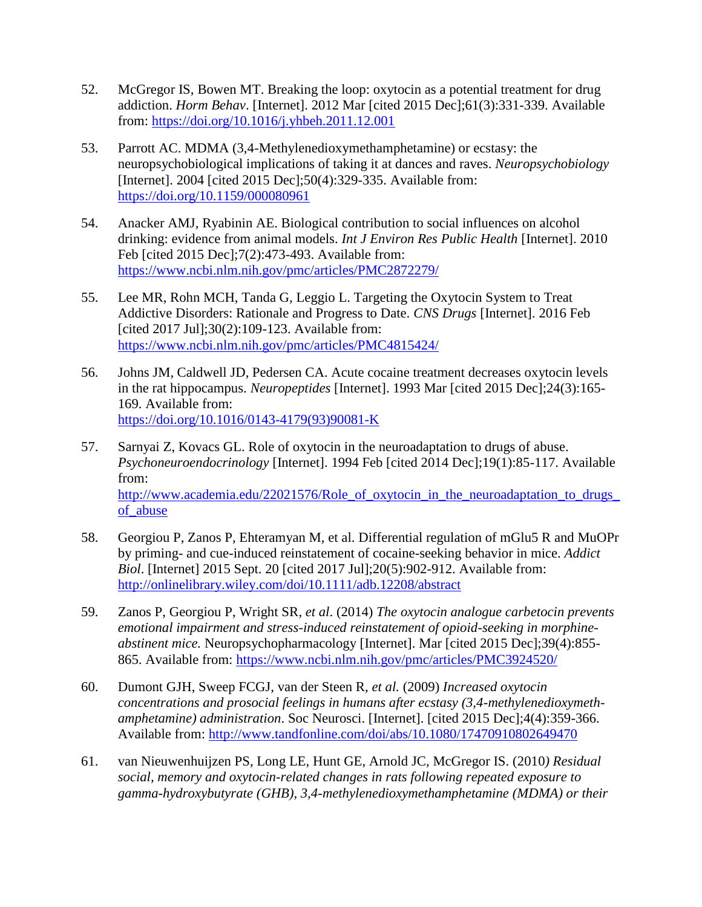52. McGregor IS, Bowen MT. Breaking the loop: oxytocin as a potential treatment for drug addiction. *Horm Behav*. [Internet]. 2012 Mar [cited 2015 Dec];61(3):331-339. Available from: https://doi.org/10.1016/j.yhbeh.2011.12.001

53. Parrott AC. MDMA (3,4-Methylenedioxymethamphetamine) or ecstasy: the neuropsychobiological implications of taking it at dances and raves. *Neuropsychobiology* [Internet]. 2004 [cited 2015 Dec];50(4):329-335. Available from: https://doi.org/10.1159/000080961

54. Anacker AMJ, Ryabinin AE. Biological contribution to social influences on alcohol drinking: evidence from animal models. *Int J Environ Res Public Health* [Internet]. 2010 Feb [cited 2015 Dec];7(2):473-493. Available from: https://www.ncbi.nlm.nih.gov/pmc/articles/PMC2872279/

55. Lee MR, Rohn MCH, Tanda G, Leggio L. Targeting the Oxytocin System to Treat Addictive Disorders: Rationale and Progress to Date. *CNS Drugs* [Internet]. 2016 Feb [cited 2017 Jul];30(2):109-123. Available from: https://www.ncbi.nlm.nih.gov/pmc/articles/PMC4815424/

56. Johns JM, Caldwell JD, Pedersen CA. Acute cocaine treatment decreases oxytocin levels in the rat hippocampus. *Neuropeptides* [Internet]. 1993 Mar [cited 2015 Dec];24(3):165-169. Available from: https://doi.org/10.1016/0143-4179(93)90081-K

57. Sarnyai Z, Kovacs GL. Role of oxytocin in the neuroadaptation to drugs of abuse. *Psychoneuroendocrinology* [Internet]. 1994 Feb [cited 2014 Dec];19(1):85-117. Available from: http://www.academia.edu/22021576/Role_of_oxytocin_in_the_neuroadaptation_to_drugs_of_abuse

58. Georgiou P, Zanos P, Ehteramyan M, et al. Differential regulation of mGlu5 R and MuOPr by priming- and cue-induced reinstatement of cocaine-seeking behavior in mice. *Addict Biol*. [Internet] 2015 Sept. 20 [cited 2017 Jul];20(5):902-912. Available from: http://onlinelibrary.wiley.com/doi/10.1111/adb.12208/abstract

59. Zanos P, Georgiou P, Wright SR, *et al*. (2014) *The oxytocin analogue carbetocin prevents emotional impairment and stress-induced reinstatement of opioid-seeking in morphine-abstinent mice.* Neuropsychopharmacology [Internet]. Mar [cited 2015 Dec];39(4):855-865. Available from: https://www.ncbi.nlm.nih.gov/pmc/articles/PMC3924520/

60. Dumont GJH, Sweep FCGJ, van der Steen R, *et al.* (2009) *Increased oxytocin concentrations and prosocial feelings in humans after ecstasy (3,4-methylenedioxymeth-amphetamine) administration*. Soc Neurosci. [Internet]. [cited 2015 Dec];4(4):359-366. Available from: http://www.tandfonline.com/doi/abs/10.1080/17470910802649470

61. van Nieuwenhuijzen PS, Long LE, Hunt GE, Arnold JC, McGregor IS. (2010*) Residual social, memory and oxytocin-related changes in rats following repeated exposure to gamma-hydroxybutyrate (GHB), 3,4-methylenedioxymethamphetamine (MDMA) or their*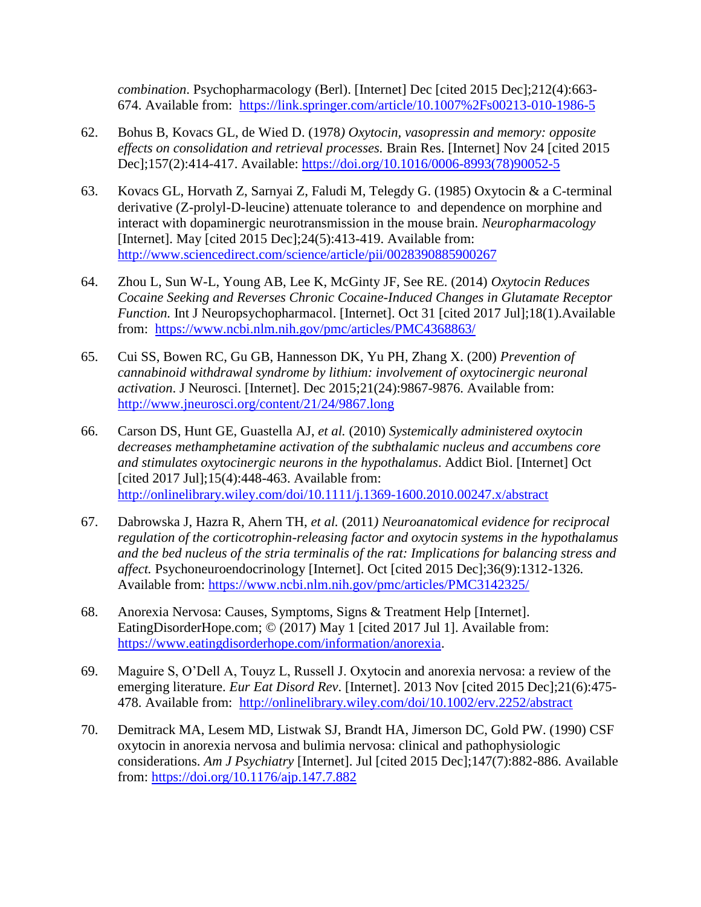*combination*. Psychopharmacology (Berl). [Internet] Dec [cited 2015 Dec];212(4):663-674. Available from: https://link.springer.com/article/10.1007%2Fs00213-010-1986-5

62. Bohus B, Kovacs GL, de Wied D. (1978*) Oxytocin, vasopressin and memory: opposite effects on consolidation and retrieval processes.* Brain Res. [Internet] Nov 24 [cited 2015 Dec];157(2):414-417. Available: https://doi.org/10.1016/0006-8993(78)90052-5

63. Kovacs GL, Horvath Z, Sarnyai Z, Faludi M, Telegdy G. (1985) Oxytocin & a C-terminal derivative (Z-prolyl-D-leucine) attenuate tolerance to and dependence on morphine and interact with dopaminergic neurotransmission in the mouse brain. *Neuropharmacology* [Internet]. May [cited 2015 Dec];24(5):413-419. Available from: http://www.sciencedirect.com/science/article/pii/0028390885900267

64. Zhou L, Sun W-L, Young AB, Lee K, McGinty JF, See RE. (2014) *Oxytocin Reduces Cocaine Seeking and Reverses Chronic Cocaine-Induced Changes in Glutamate Receptor Function.* Int J Neuropsychopharmacol. [Internet]. Oct 31 [cited 2017 Jul];18(1).Available from: https://www.ncbi.nlm.nih.gov/pmc/articles/PMC4368863/

65. Cui SS, Bowen RC, Gu GB, Hannesson DK, Yu PH, Zhang X. (200) *Prevention of cannabinoid withdrawal syndrome by lithium: involvement of oxytocinergic neuronal activation*. J Neurosci. [Internet]. Dec 2015;21(24):9867-9876. Available from: http://www.jneurosci.org/content/21/24/9867.long

66. Carson DS, Hunt GE, Guastella AJ, *et al.* (2010) *Systemically administered oxytocin decreases methamphetamine activation of the subthalamic nucleus and accumbens core and stimulates oxytocinergic neurons in the hypothalamus*. Addict Biol. [Internet] Oct [cited 2017 Jul];15(4):448-463. Available from: http://onlinelibrary.wiley.com/doi/10.1111/j.1369-1600.2010.00247.x/abstract

67. Dabrowska J, Hazra R, Ahern TH, *et al.* (2011*) Neuroanatomical evidence for reciprocal regulation of the corticotrophin-releasing factor and oxytocin systems in the hypothalamus and the bed nucleus of the stria terminalis of the rat: Implications for balancing stress and affect.* Psychoneuroendocrinology [Internet]. Oct [cited 2015 Dec];36(9):1312-1326. Available from: https://www.ncbi.nlm.nih.gov/pmc/articles/PMC3142325/

68. Anorexia Nervosa: Causes, Symptoms, Signs & Treatment Help [Internet]. EatingDisorderHope.com; © (2017) May 1 [cited 2017 Jul 1]. Available from: https://www.eatingdisorderhope.com/information/anorexia.

69. Maguire S, O'Dell A, Touyz L, Russell J. Oxytocin and anorexia nervosa: a review of the emerging literature. *Eur Eat Disord Rev*. [Internet]. 2013 Nov [cited 2015 Dec];21(6):475-478. Available from: http://onlinelibrary.wiley.com/doi/10.1002/erv.2252/abstract

70. Demitrack MA, Lesem MD, Listwak SJ, Brandt HA, Jimerson DC, Gold PW. (1990) CSF oxytocin in anorexia nervosa and bulimia nervosa: clinical and pathophysiologic considerations. *Am J Psychiatry* [Internet]. Jul [cited 2015 Dec];147(7):882-886. Available from: https://doi.org/10.1176/ajp.147.7.882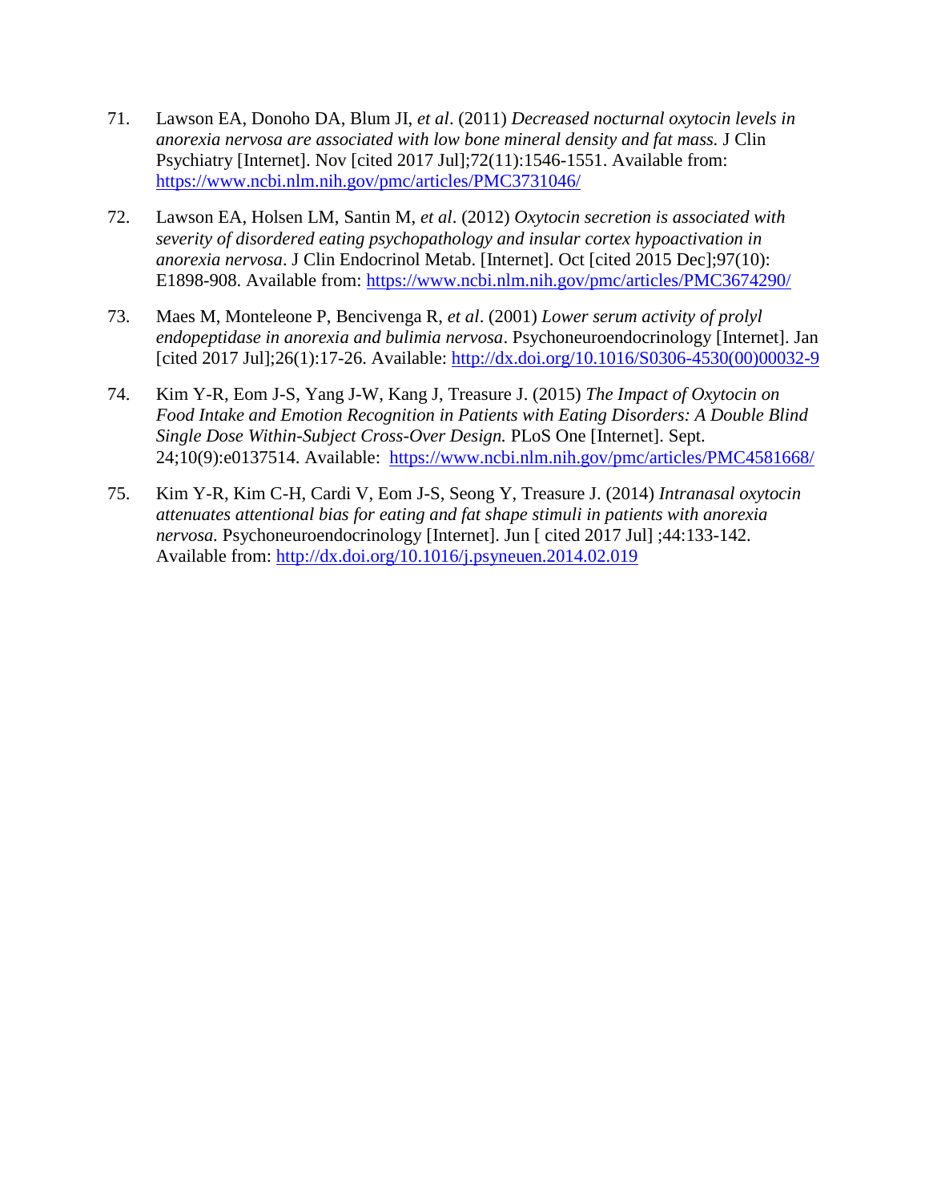71. Lawson EA, Donoho DA, Blum JI, *et al*. (2011) *Decreased nocturnal oxytocin levels in anorexia nervosa are associated with low bone mineral density and fat mass.* J Clin Psychiatry [Internet]. Nov [cited 2017 Jul];72(11):1546-1551. Available from: https://www.ncbi.nlm.nih.gov/pmc/articles/PMC3731046/

72. Lawson EA, Holsen LM, Santin M, *et al*. (2012) *Oxytocin secretion is associated with severity of disordered eating psychopathology and insular cortex hypoactivation in anorexia nervosa*. J Clin Endocrinol Metab. [Internet]. Oct [cited 2015 Dec];97(10): E1898-908. Available from: https://www.ncbi.nlm.nih.gov/pmc/articles/PMC3674290/

73. Maes M, Monteleone P, Bencivenga R, *et al*. (2001) *Lower serum activity of prolyl endopeptidase in anorexia and bulimia nervosa*. Psychoneuroendocrinology [Internet]. Jan [cited 2017 Jul];26(1):17-26. Available: http://dx.doi.org/10.1016/S0306-4530(00)00032-9

74. Kim Y-R, Eom J-S, Yang J-W, Kang J, Treasure J. (2015) *The Impact of Oxytocin on Food Intake and Emotion Recognition in Patients with Eating Disorders: A Double Blind Single Dose Within-Subject Cross-Over Design.* PLoS One [Internet]. Sept. 24;10(9):e0137514. Available: https://www.ncbi.nlm.nih.gov/pmc/articles/PMC4581668/

75. Kim Y-R, Kim C-H, Cardi V, Eom J-S, Seong Y, Treasure J. (2014) *Intranasal oxytocin attenuates attentional bias for eating and fat shape stimuli in patients with anorexia nervosa.* Psychoneuroendocrinology [Internet]. Jun [ cited 2017 Jul] ;44:133-142. Available from: http://dx.doi.org/10.1016/j.psyneuen.2014.02.019